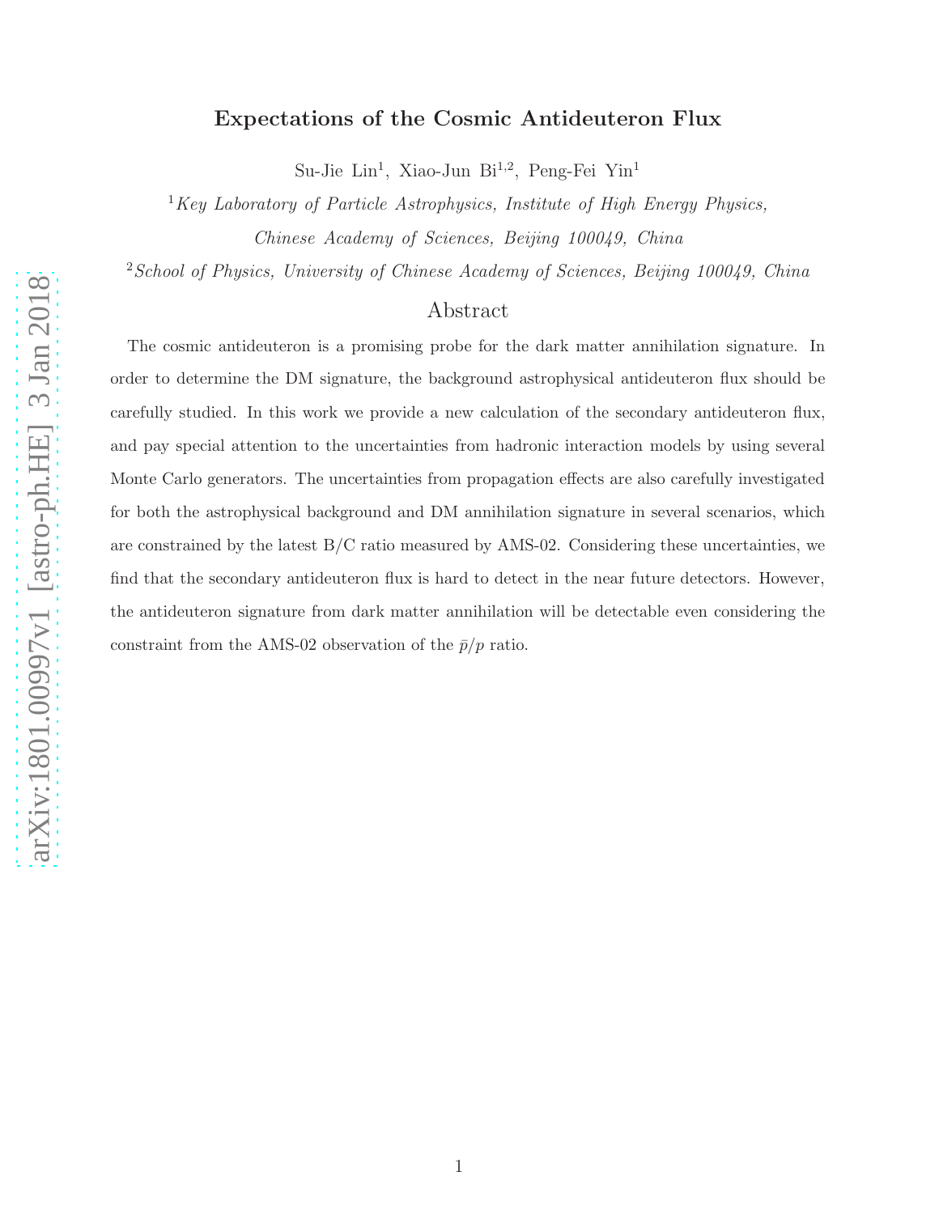# Expectations of the Cosmic Antideuteron Flux

Su-Jie Lin[1], Xiao-Jun Bi[1,2], Peng-Fei Yin[1]

[1] *Key Laboratory of Particle Astrophysics, Institute of High Energy Physics, Chinese Academy of Sciences, Beijing 100049, China*

[2] *School of Physics, University of Chinese Academy of Sciences, Beijing 100049, China*

## Abstract

The cosmic antideuteron is a promising probe for the dark matter annihilation signature. In order to determine the DM signature, the background astrophysical antideuteron flux should be carefully studied. In this work we provide a new calculation of the secondary antideuteron flux, and pay special attention to the uncertainties from hadronic interaction models by using several Monte Carlo generators. The uncertainties from propagation effects are also carefully investigated for both the astrophysical background and DM annihilation signature in several scenarios, which are constrained by the latest B/C ratio measured by AMS-02. Considering these uncertainties, we find that the secondary antideuteron flux is hard to detect in the near future detectors. However, the antideuteron signature from dark matter annihilation will be detectable even considering the constraint from the AMS-02 observation of the $\bar{p}/p$ ratio.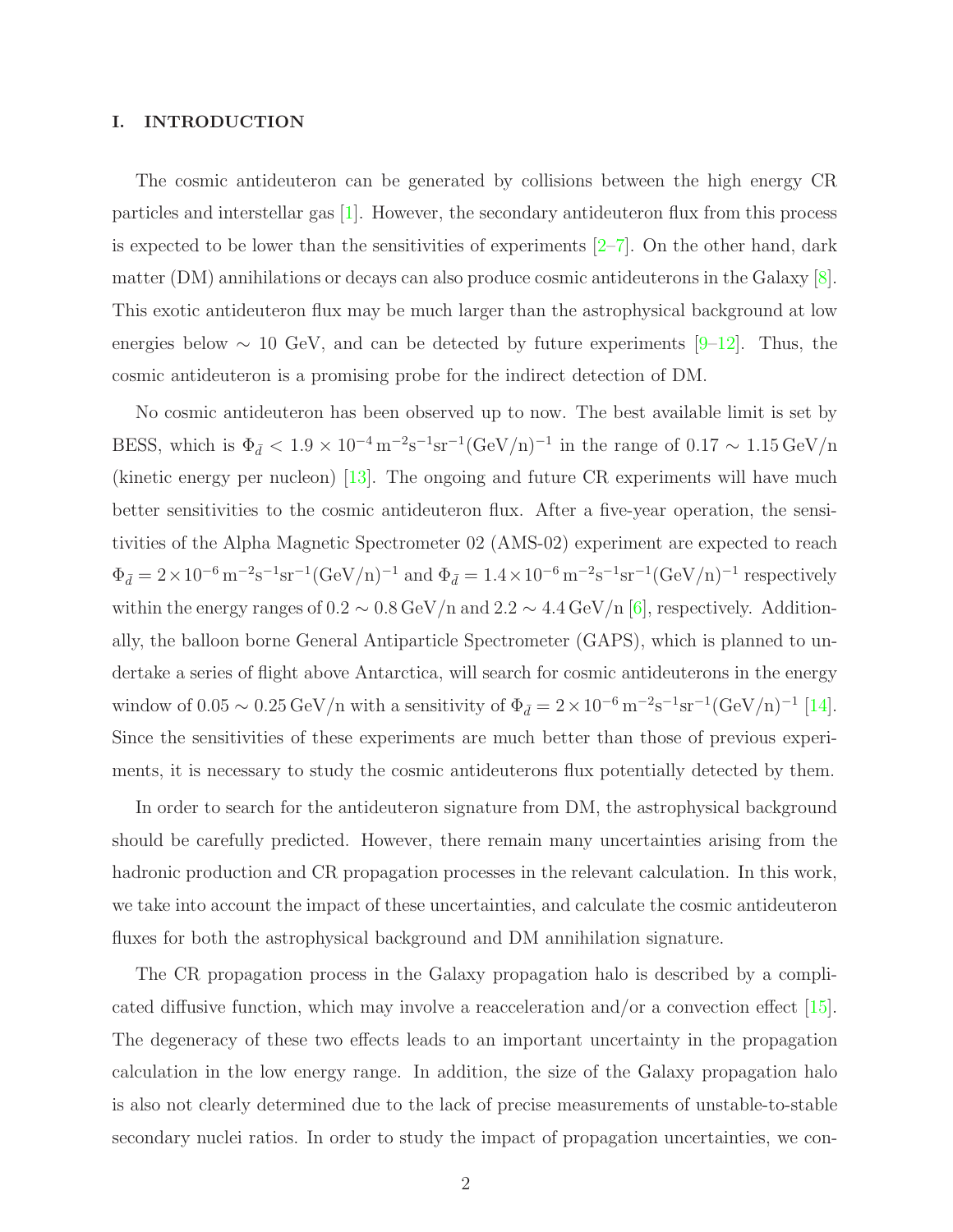## I. INTRODUCTION

The cosmic antideuteron can be generated by collisions between the high energy CR particles and interstellar gas [1]. However, the secondary antideuteron flux from this process is expected to be lower than the sensitivities of experiments [2–7]. On the other hand, dark matter (DM) annihilations or decays can also produce cosmic antideuterons in the Galaxy [8]. This exotic antideuteron flux may be much larger than the astrophysical background at low energies below $\sim$ 10 GeV, and can be detected by future experiments [9–12]. Thus, the cosmic antideuteron is a promising probe for the indirect detection of DM.

No cosmic antideuteron has been observed up to now. The best available limit is set by BESS, which is $\Phi_{\bar{d}} < 1.9 \times 10^{-4}\,\mathrm{m^{-2}s^{-1}sr^{-1}(GeV/n)^{-1}}$ in the range of $0.17 \sim 1.15\,\mathrm{GeV/n}$ (kinetic energy per nucleon) [13]. The ongoing and future CR experiments will have much better sensitivities to the cosmic antideuteron flux. After a five-year operation, the sensitivities of the Alpha Magnetic Spectrometer 02 (AMS-02) experiment are expected to reach $\Phi_{\bar{d}} = 2\times 10^{-6}\,\mathrm{m^{-2}s^{-1}sr^{-1}(GeV/n)^{-1}}$ and $\Phi_{\bar{d}} = 1.4\times 10^{-6}\,\mathrm{m^{-2}s^{-1}sr^{-1}(GeV/n)^{-1}}$ respectively within the energy ranges of $0.2 \sim 0.8\,\mathrm{GeV/n}$ and $2.2 \sim 4.4\,\mathrm{GeV/n}$ [6], respectively. Additionally, the balloon borne General Antiparticle Spectrometer (GAPS), which is planned to undertake a series of flight above Antarctica, will search for cosmic antideuterons in the energy window of $0.05 \sim 0.25\,\mathrm{GeV/n}$ with a sensitivity of $\Phi_{\bar{d}} = 2\times 10^{-6}\,\mathrm{m^{-2}s^{-1}sr^{-1}(GeV/n)^{-1}}$ [14]. Since the sensitivities of these experiments are much better than those of previous experiments, it is necessary to study the cosmic antideuterons flux potentially detected by them.

In order to search for the antideuteron signature from DM, the astrophysical background should be carefully predicted. However, there remain many uncertainties arising from the hadronic production and CR propagation processes in the relevant calculation. In this work, we take into account the impact of these uncertainties, and calculate the cosmic antideuteron fluxes for both the astrophysical background and DM annihilation signature.

The CR propagation process in the Galaxy propagation halo is described by a complicated diffusive function, which may involve a reacceleration and/or a convection effect [15]. The degeneracy of these two effects leads to an important uncertainty in the propagation calculation in the low energy range. In addition, the size of the Galaxy propagation halo is also not clearly determined due to the lack of precise measurements of unstable-to-stable secondary nuclei ratios. In order to study the impact of propagation uncertainties, we con-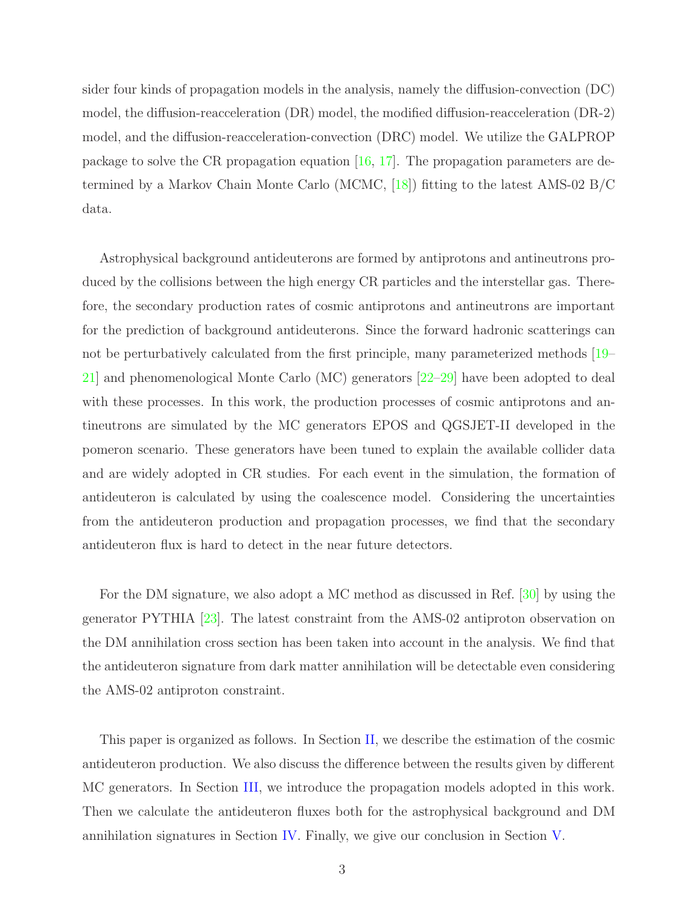sider four kinds of propagation models in the analysis, namely the diffusion-convection (DC) model, the diffusion-reacceleration (DR) model, the modified diffusion-reacceleration (DR-2) model, and the diffusion-reacceleration-convection (DRC) model. We utilize the GALPROP package to solve the CR propagation equation [16, 17]. The propagation parameters are determined by a Markov Chain Monte Carlo (MCMC, [18]) fitting to the latest AMS-02 B/C data.

Astrophysical background antideuterons are formed by antiprotons and antineutrons produced by the collisions between the high energy CR particles and the interstellar gas. Therefore, the secondary production rates of cosmic antiprotons and antineutrons are important for the prediction of background antideuterons. Since the forward hadronic scatterings can not be perturbatively calculated from the first principle, many parameterized methods [19–21] and phenomenological Monte Carlo (MC) generators [22–29] have been adopted to deal with these processes. In this work, the production processes of cosmic antiprotons and antineutrons are simulated by the MC generators EPOS and QGSJET-II developed in the pomeron scenario. These generators have been tuned to explain the available collider data and are widely adopted in CR studies. For each event in the simulation, the formation of antideuteron is calculated by using the coalescence model. Considering the uncertainties from the antideuteron production and propagation processes, we find that the secondary antideuteron flux is hard to detect in the near future detectors.

For the DM signature, we also adopt a MC method as discussed in Ref. [30] by using the generator PYTHIA [23]. The latest constraint from the AMS-02 antiproton observation on the DM annihilation cross section has been taken into account in the analysis. We find that the antideuteron signature from dark matter annihilation will be detectable even considering the AMS-02 antiproton constraint.

This paper is organized as follows. In Section II, we describe the estimation of the cosmic antideuteron production. We also discuss the difference between the results given by different MC generators. In Section III, we introduce the propagation models adopted in this work. Then we calculate the antideuteron fluxes both for the astrophysical background and DM annihilation signatures in Section IV. Finally, we give our conclusion in Section V.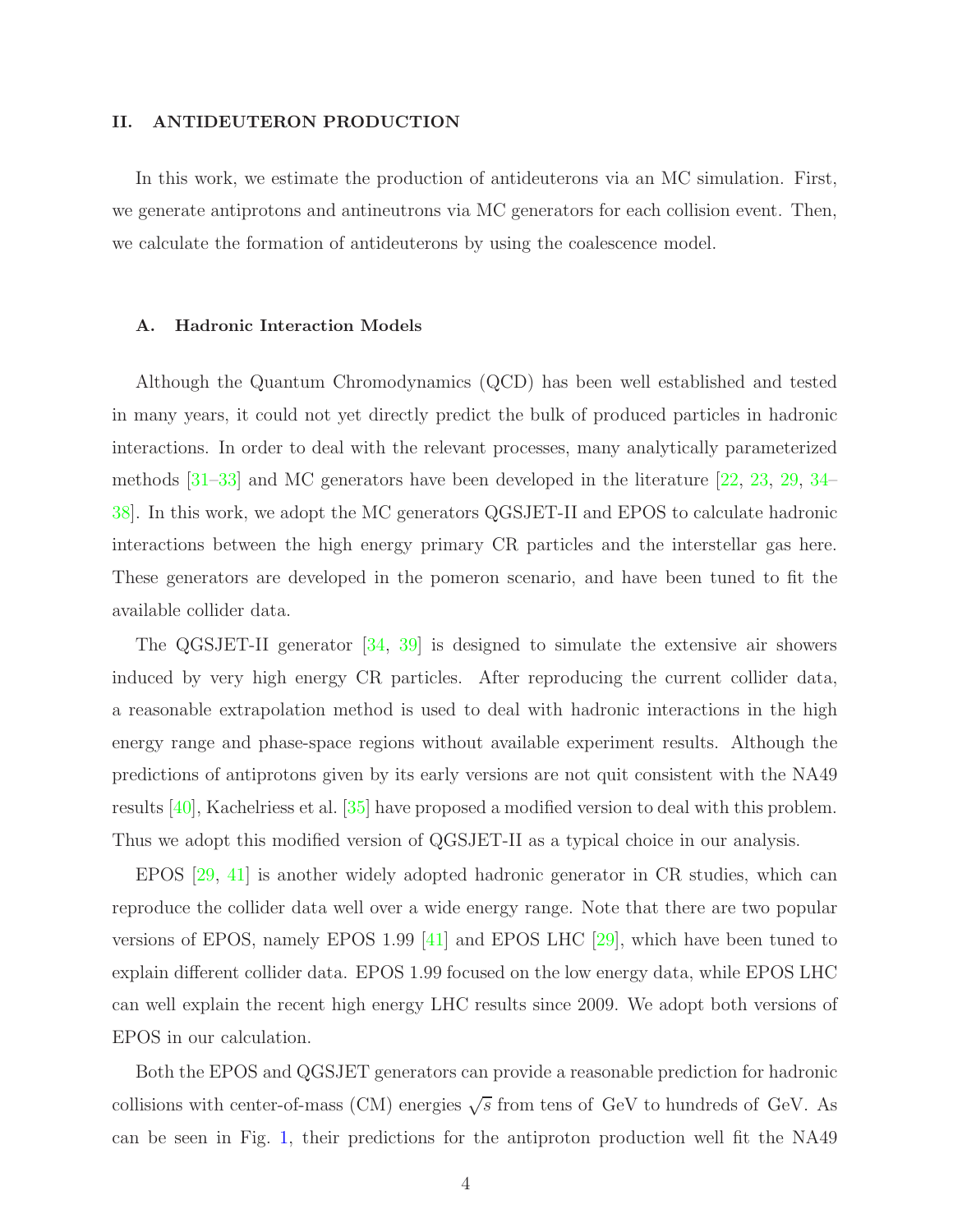## II. ANTIDEUTERON PRODUCTION

In this work, we estimate the production of antideuterons via an MC simulation. First, we generate antiprotons and antineutrons via MC generators for each collision event. Then, we calculate the formation of antideuterons by using the coalescence model.

### A. Hadronic Interaction Models

Although the Quantum Chromodynamics (QCD) has been well established and tested in many years, it could not yet directly predict the bulk of produced particles in hadronic interactions. In order to deal with the relevant processes, many analytically parameterized methods [31–33] and MC generators have been developed in the literature [22, 23, 29, 34–38]. In this work, we adopt the MC generators QGSJET-II and EPOS to calculate hadronic interactions between the high energy primary CR particles and the interstellar gas here. These generators are developed in the pomeron scenario, and have been tuned to fit the available collider data.

The QGSJET-II generator [34, 39] is designed to simulate the extensive air showers induced by very high energy CR particles. After reproducing the current collider data, a reasonable extrapolation method is used to deal with hadronic interactions in the high energy range and phase-space regions without available experiment results. Although the predictions of antiprotons given by its early versions are not quit consistent with the NA49 results [40], Kachelriess et al. [35] have proposed a modified version to deal with this problem. Thus we adopt this modified version of QGSJET-II as a typical choice in our analysis.

EPOS [29, 41] is another widely adopted hadronic generator in CR studies, which can reproduce the collider data well over a wide energy range. Note that there are two popular versions of EPOS, namely EPOS 1.99 [41] and EPOS LHC [29], which have been tuned to explain different collider data. EPOS 1.99 focused on the low energy data, while EPOS LHC can well explain the recent high energy LHC results since 2009. We adopt both versions of EPOS in our calculation.

Both the EPOS and QGSJET generators can provide a reasonable prediction for hadronic collisions with center-of-mass (CM) energies $\sqrt{s}$ from tens of GeV to hundreds of GeV. As can be seen in Fig. 1, their predictions for the antiproton production well fit the NA49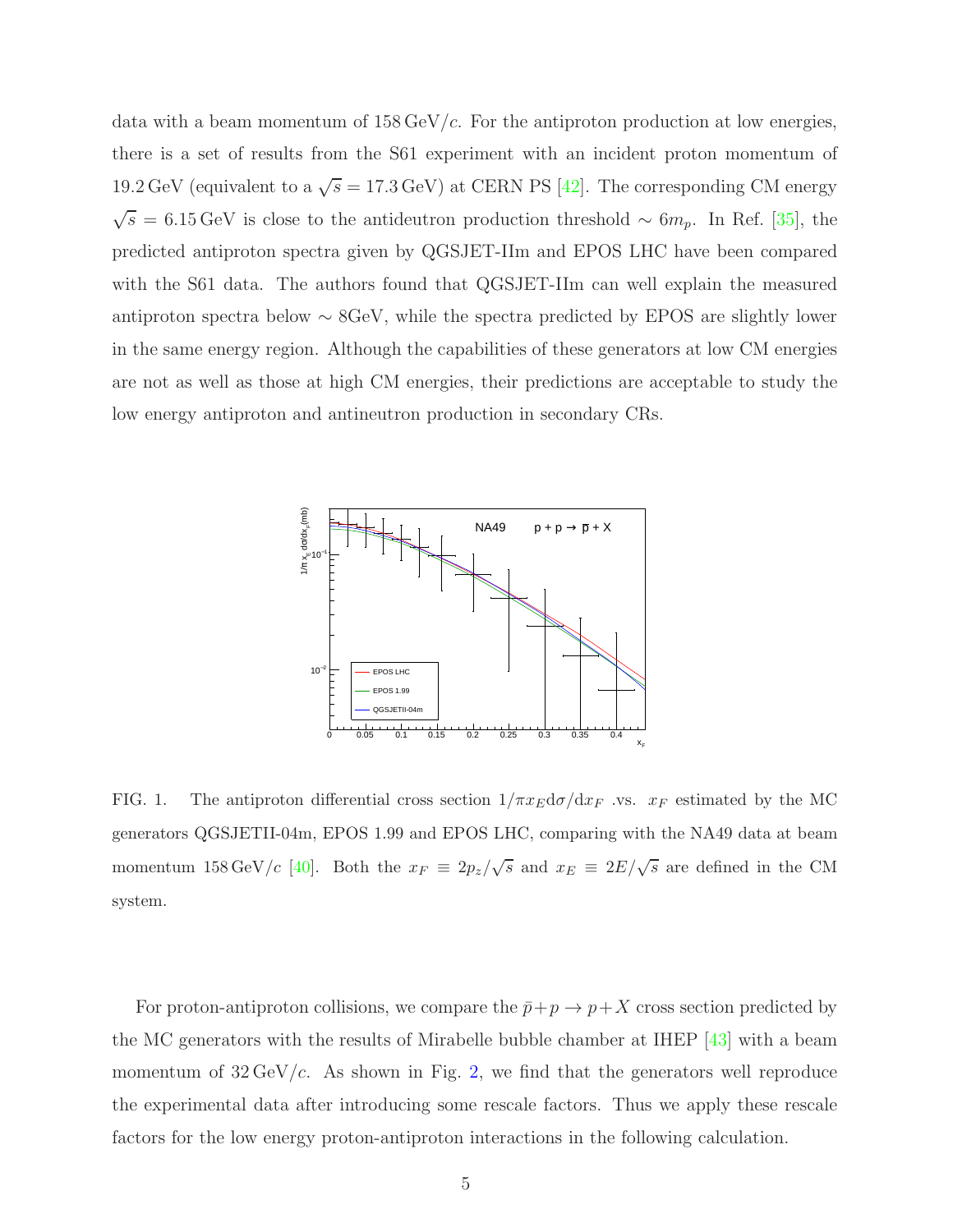data with a beam momentum of $158\,\mathrm{GeV}/c$. For the antiproton production at low energies, there is a set of results from the S61 experiment with an incident proton momentum of $19.2\,\mathrm{GeV}$ (equivalent to a $\sqrt{s} = 17.3\,\mathrm{GeV}$) at CERN PS [42]. The corresponding CM energy $\sqrt{s} = 6.15\,\mathrm{GeV}$ is close to the antideutron production threshold $\sim 6m_p$. In Ref. [35], the predicted antiproton spectra given by QGSJET-IIm and EPOS LHC have been compared with the S61 data. The authors found that QGSJET-IIm can well explain the measured antiproton spectra below $\sim 8\mathrm{GeV}$, while the spectra predicted by EPOS are slightly lower in the same energy region. Although the capabilities of these generators at low CM energies are not as well as those at high CM energies, their predictions are acceptable to study the low energy antiproton and antineutron production in secondary CRs.

FIG. 1. The antiproton differential cross section $1/\pi x_E \mathrm{d}\sigma/\mathrm{d}x_F$ .vs. $x_F$ estimated by the MC generators QGSJETII-04m, EPOS 1.99 and EPOS LHC, comparing with the NA49 data at beam momentum $158\,\mathrm{GeV}/c$ [40]. Both the $x_F \equiv 2p_z/\sqrt{s}$ and $x_E \equiv 2E/\sqrt{s}$ are defined in the CM system.

For proton-antiproton collisions, we compare the $\bar{p}+p \to p+X$ cross section predicted by the MC generators with the results of Mirabelle bubble chamber at IHEP [43] with a beam momentum of $32\,\mathrm{GeV}/c$. As shown in Fig. 2, we find that the generators well reproduce the experimental data after introducing some rescale factors. Thus we apply these rescale factors for the low energy proton-antiproton interactions in the following calculation.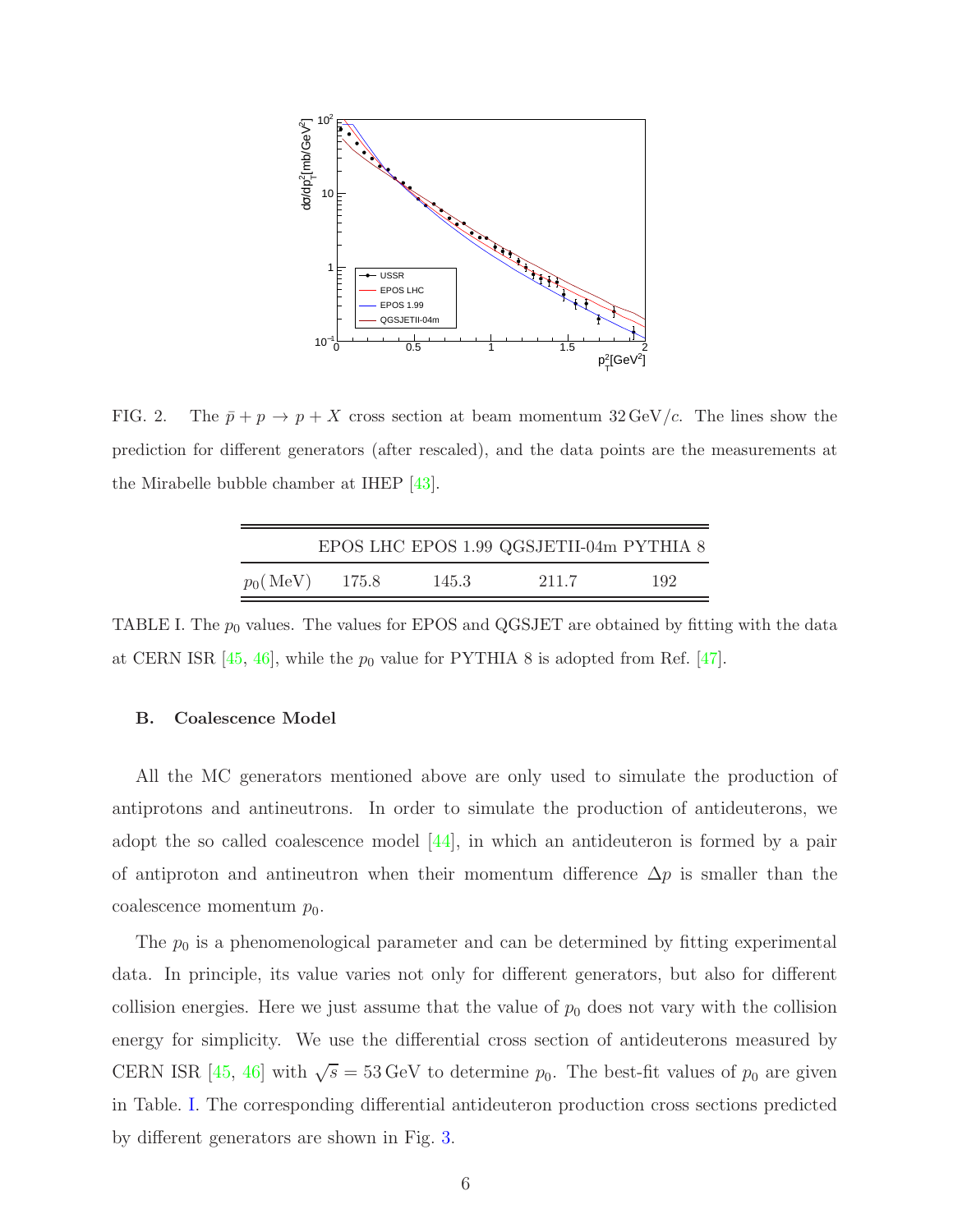FIG. 2. The $\bar{p} + p \to p + X$ cross section at beam momentum $32\,\mathrm{GeV}/c$. The lines show the prediction for different generators (after rescaled), and the data points are the measurements at the Mirabelle bubble chamber at IHEP [43].

| | EPOS LHC | EPOS 1.99 | QGSJETII-04m | PYTHIA 8 |
|---|---|---|---|---|
| $p_0$(MeV) | 175.8 | 145.3 | 211.7 | 192 |

TABLE I. The $p_0$ values. The values for EPOS and QGSJET are obtained by fitting with the data at CERN ISR [45, 46], while the $p_0$ value for PYTHIA 8 is adopted from Ref. [47].

### B. Coalescence Model

All the MC generators mentioned above are only used to simulate the production of antiprotons and antineutrons. In order to simulate the production of antideuterons, we adopt the so called coalescence model [44], in which an antideuteron is formed by a pair of antiproton and antineutron when their momentum difference $\Delta p$ is smaller than the coalescence momentum $p_0$.

The $p_0$ is a phenomenological parameter and can be determined by fitting experimental data. In principle, its value varies not only for different generators, but also for different collision energies. Here we just assume that the value of $p_0$ does not vary with the collision energy for simplicity. We use the differential cross section of antideuterons measured by CERN ISR [45, 46] with $\sqrt{s} = 53\,\mathrm{GeV}$ to determine $p_0$. The best-fit values of $p_0$ are given in Table. I. The corresponding differential antideuteron production cross sections predicted by different generators are shown in Fig. 3.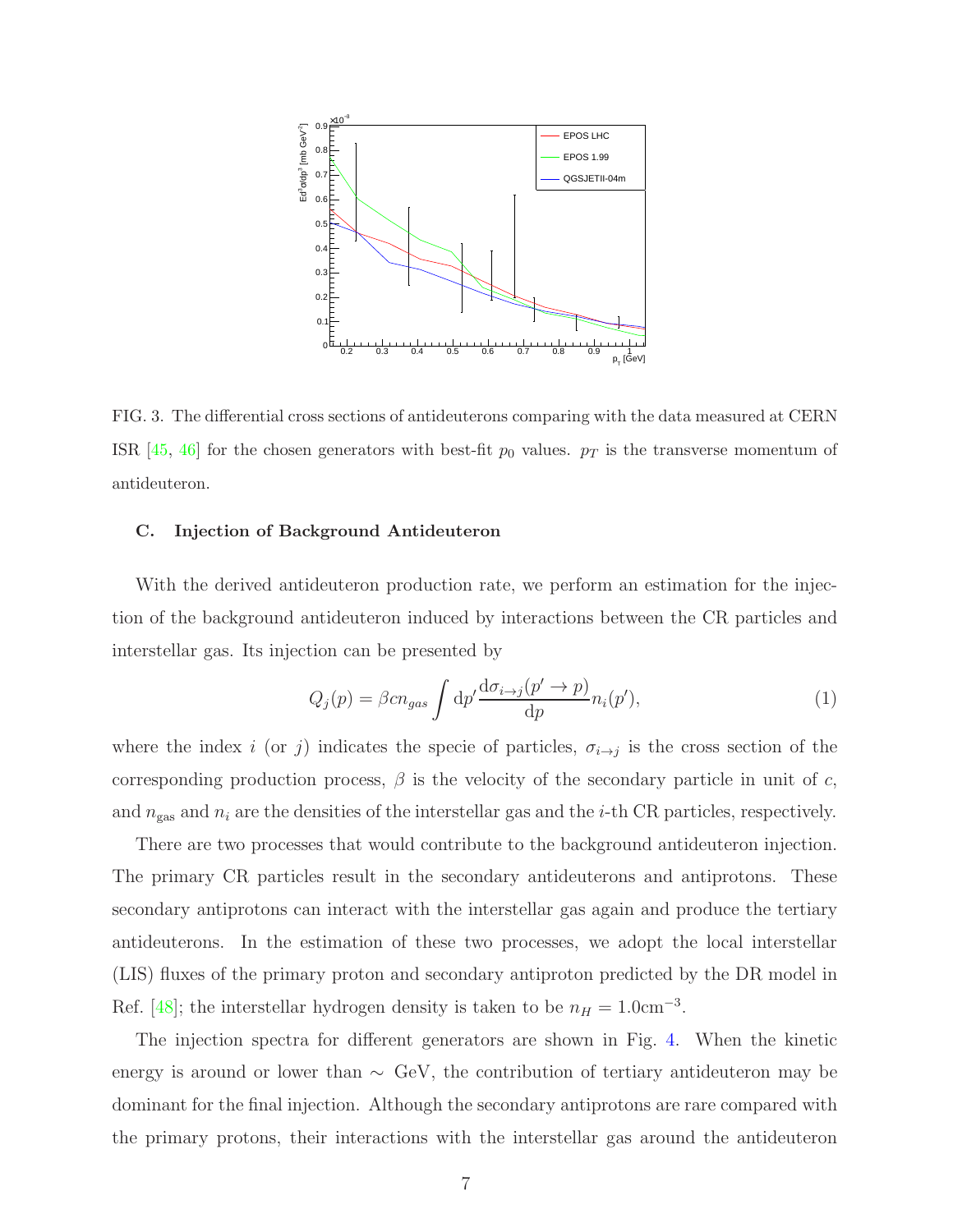FIG. 3. The differential cross sections of antideuterons comparing with the data measured at CERN ISR [45, 46] for the chosen generators with best-fit $p_0$ values. $p_T$ is the transverse momentum of antideuteron.

### C. Injection of Background Antideuteron

With the derived antideuteron production rate, we perform an estimation for the injection of the background antideuteron induced by interactions between the CR particles and interstellar gas. Its injection can be presented by

$$Q_j(p) = \beta c n_{gas} \int \mathrm{d}p' \frac{\mathrm{d}\sigma_{i \to j}(p' \to p)}{\mathrm{d}p} n_i(p'), \tag{1}$$

where the index $i$ (or $j$) indicates the specie of particles, $\sigma_{i \to j}$ is the cross section of the corresponding production process, $\beta$ is the velocity of the secondary particle in unit of $c$, and $n_{\rm gas}$ and $n_i$ are the densities of the interstellar gas and the $i$-th CR particles, respectively.

There are two processes that would contribute to the background antideuteron injection. The primary CR particles result in the secondary antideuterons and antiprotons. These secondary antiprotons can interact with the interstellar gas again and produce the tertiary antideuterons. In the estimation of these two processes, we adopt the local interstellar (LIS) fluxes of the primary proton and secondary antiproton predicted by the DR model in Ref. [48]; the interstellar hydrogen density is taken to be $n_H = 1.0\mathrm{cm}^{-3}$.

The injection spectra for different generators are shown in Fig. 4. When the kinetic energy is around or lower than $\sim$ GeV, the contribution of tertiary antideuteron may be dominant for the final injection. Although the secondary antiprotons are rare compared with the primary protons, their interactions with the interstellar gas around the antideuteron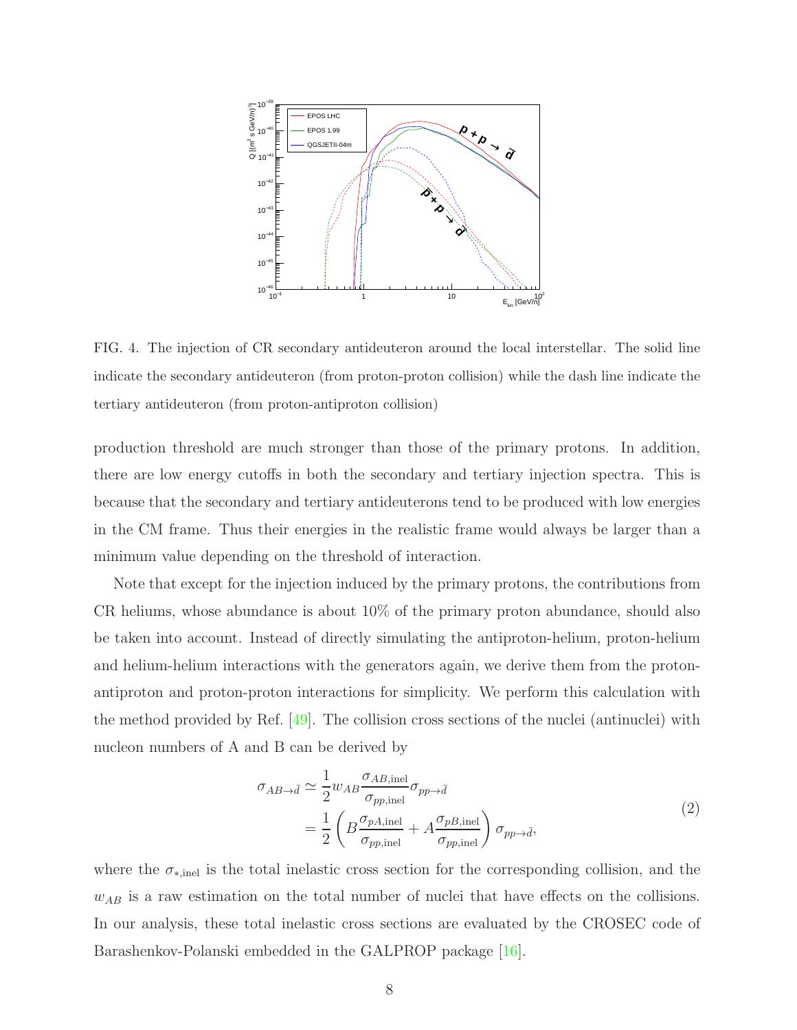FIG. 4. The injection of CR secondary antideuteron around the local interstellar. The solid line indicate the secondary antideuteron (from proton-proton collision) while the dash line indicate the tertiary antideuteron (from proton-antiproton collision)

production threshold are much stronger than those of the primary protons. In addition, there are low energy cutoffs in both the secondary and tertiary injection spectra. This is because that the secondary and tertiary antideuterons tend to be produced with low energies in the CM frame. Thus their energies in the realistic frame would always be larger than a minimum value depending on the threshold of interaction.

Note that except for the injection induced by the primary protons, the contributions from CR heliums, whose abundance is about 10% of the primary proton abundance, should also be taken into account. Instead of directly simulating the antiproton-helium, proton-helium and helium-helium interactions with the generators again, we derive them from the proton-antiproton and proton-proton interactions for simplicity. We perform this calculation with the method provided by Ref. [49]. The collision cross sections of the nuclei (antinuclei) with nucleon numbers of A and B can be derived by

$$
\begin{aligned}
\sigma_{AB\to\bar{d}} &\simeq \frac{1}{2} w_{AB} \frac{\sigma_{AB,\mathrm{inel}}}{\sigma_{pp,\mathrm{inel}}} \sigma_{pp\to\bar{d}} \\
&= \frac{1}{2}\left( B\frac{\sigma_{pA,\mathrm{inel}}}{\sigma_{pp,\mathrm{inel}}} + A\frac{\sigma_{pB,\mathrm{inel}}}{\sigma_{pp,\mathrm{inel}}} \right) \sigma_{pp\to\bar{d}},
\end{aligned}
\tag{2}
$$

where the $\sigma_{*,\mathrm{inel}}$ is the total inelastic cross section for the corresponding collision, and the $w_{AB}$ is a raw estimation on the total number of nuclei that have effects on the collisions. In our analysis, these total inelastic cross sections are evaluated by the CROSEC code of Barashenkov-Polanski embedded in the GALPROP package [16].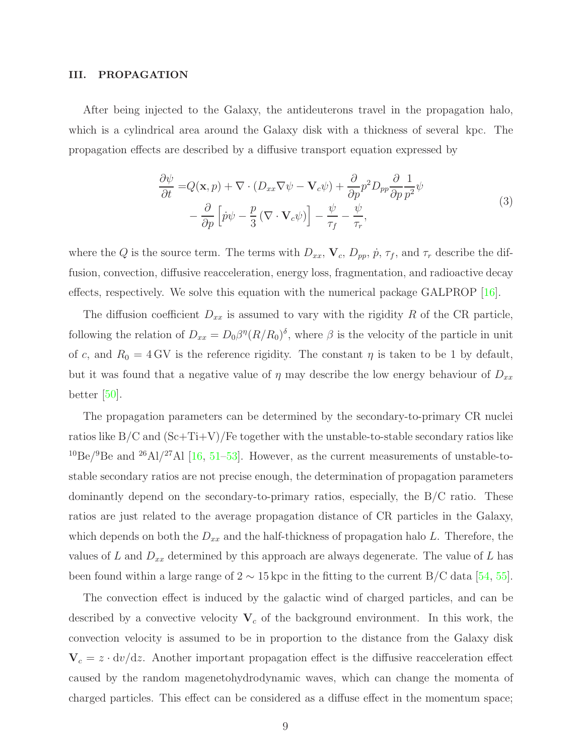## III. PROPAGATION

After being injected to the Galaxy, the antideuterons travel in the propagation halo, which is a cylindrical area around the Galaxy disk with a thickness of several kpc. The propagation effects are described by a diffusive transport equation expressed by

$$
\begin{aligned}
\frac{\partial \psi}{\partial t} =& Q(\mathbf{x}, p) + \nabla \cdot (D_{xx} \nabla \psi - \mathbf{V}_c \psi) + \frac{\partial}{\partial p} p^2 D_{pp} \frac{\partial}{\partial p} \frac{1}{p^2} \psi \\
& - \frac{\partial}{\partial p} \left[ \dot{p} \psi - \frac{p}{3} \left( \nabla \cdot \mathbf{V}_c \psi \right) \right] - \frac{\psi}{\tau_f} - \frac{\psi}{\tau_r},
\end{aligned}
\tag{3}
$$

where the $Q$ is the source term. The terms with $D_{xx}$, $\mathbf{V}_c$, $D_{pp}$, $\dot{p}$, $\tau_f$, and $\tau_r$ describe the diffusion, convection, diffusive reacceleration, energy loss, fragmentation, and radioactive decay effects, respectively. We solve this equation with the numerical package GALPROP [16].

The diffusion coefficient $D_{xx}$ is assumed to vary with the rigidity $R$ of the CR particle, following the relation of $D_{xx} = D_0 \beta^{\eta} (R/R_0)^{\delta}$, where $\beta$ is the velocity of the particle in unit of $c$, and $R_0 = 4\,\mathrm{GV}$ is the reference rigidity. The constant $\eta$ is taken to be 1 by default, but it was found that a negative value of $\eta$ may describe the low energy behaviour of $D_{xx}$ better [50].

The propagation parameters can be determined by the secondary-to-primary CR nuclei ratios like B/C and (Sc+Ti+V)/Fe together with the unstable-to-stable secondary ratios like $^{10}$Be/$^{9}$Be and $^{26}$Al/$^{27}$Al [16, 51–53]. However, as the current measurements of unstable-to-stable secondary ratios are not precise enough, the determination of propagation parameters dominantly depend on the secondary-to-primary ratios, especially, the B/C ratio. These ratios are just related to the average propagation distance of CR particles in the Galaxy, which depends on both the $D_{xx}$ and the half-thickness of propagation halo $L$. Therefore, the values of $L$ and $D_{xx}$ determined by this approach are always degenerate. The value of $L$ has been found within a large range of $2 \sim 15\,\mathrm{kpc}$ in the fitting to the current B/C data [54, 55].

The convection effect is induced by the galactic wind of charged particles, and can be described by a convective velocity $\mathbf{V}_c$ of the background environment. In this work, the convection velocity is assumed to be in proportion to the distance from the Galaxy disk $\mathbf{V}_c = z \cdot \mathrm{d}v/\mathrm{d}z$. Another important propagation effect is the diffusive reacceleration effect caused by the random magenetohydrodynamic waves, which can change the momenta of charged particles. This effect can be considered as a diffuse effect in the momentum space;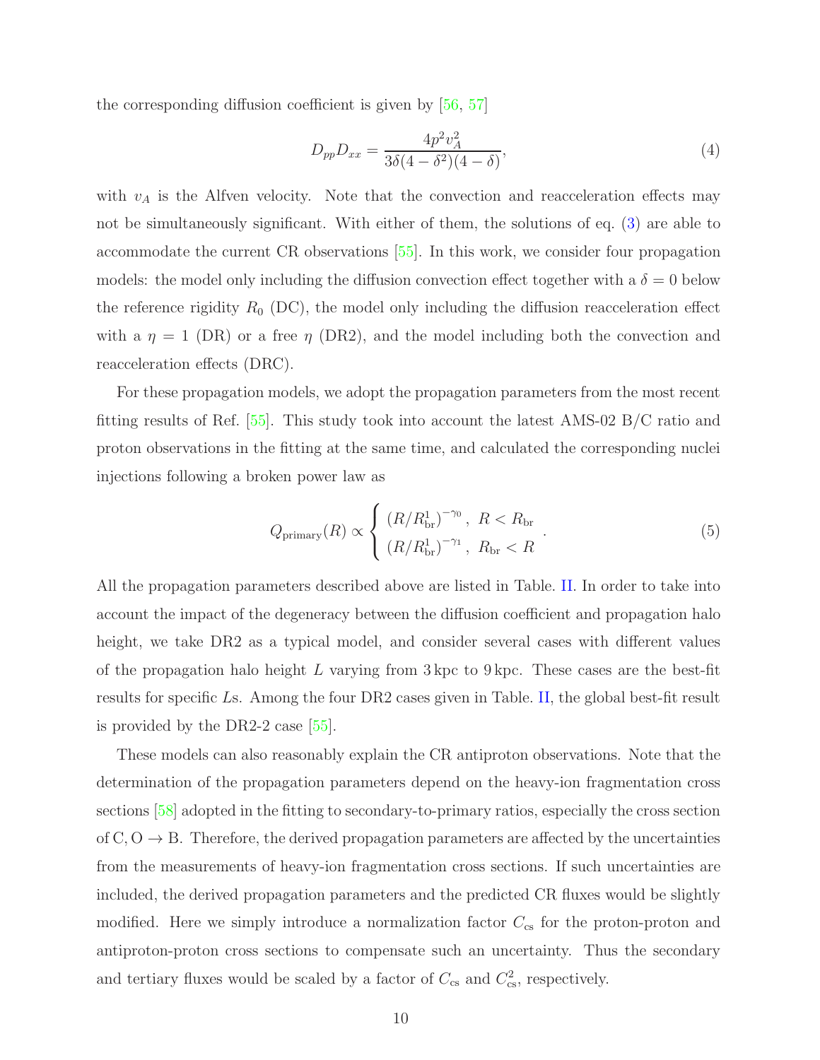the corresponding diffusion coefficient is given by [56, 57]

$$D_{pp}D_{xx} = \frac{4p^2 v_A^2}{3\delta(4-\delta^2)(4-\delta)}, \tag{4}$$

with $v_A$ is the Alfven velocity. Note that the convection and reacceleration effects may not be simultaneously significant. With either of them, the solutions of eq. (3) are able to accommodate the current CR observations [55]. In this work, we consider four propagation models: the model only including the diffusion convection effect together with a $\delta = 0$ below the reference rigidity $R_0$ (DC), the model only including the diffusion reacceleration effect with a $\eta = 1$ (DR) or a free $\eta$ (DR2), and the model including both the convection and reacceleration effects (DRC).

For these propagation models, we adopt the propagation parameters from the most recent fitting results of Ref. [55]. This study took into account the latest AMS-02 B/C ratio and proton observations in the fitting at the same time, and calculated the corresponding nuclei injections following a broken power law as

$$Q_{\rm primary}(R) \propto \begin{cases} \left(R/R_{\rm br}^1\right)^{-\gamma_0}, & R < R_{\rm br} \\ \left(R/R_{\rm br}^1\right)^{-\gamma_1}, & R_{\rm br} < R \end{cases}. \tag{5}$$

All the propagation parameters described above are listed in Table. II. In order to take into account the impact of the degeneracy between the diffusion coefficient and propagation halo height, we take DR2 as a typical model, and consider several cases with different values of the propagation halo height $L$ varying from 3 kpc to 9 kpc. These cases are the best-fit results for specific $L$s. Among the four DR2 cases given in Table. II, the global best-fit result is provided by the DR2-2 case [55].

These models can also reasonably explain the CR antiproton observations. Note that the determination of the propagation parameters depend on the heavy-ion fragmentation cross sections [58] adopted in the fitting to secondary-to-primary ratios, especially the cross section of C, O $\rightarrow$ B. Therefore, the derived propagation parameters are affected by the uncertainties from the measurements of heavy-ion fragmentation cross sections. If such uncertainties are included, the derived propagation parameters and the predicted CR fluxes would be slightly modified. Here we simply introduce a normalization factor $C_{\rm cs}$ for the proton-proton and antiproton-proton cross sections to compensate such an uncertainty. Thus the secondary and tertiary fluxes would be scaled by a factor of $C_{\rm cs}$ and $C_{\rm cs}^2$, respectively.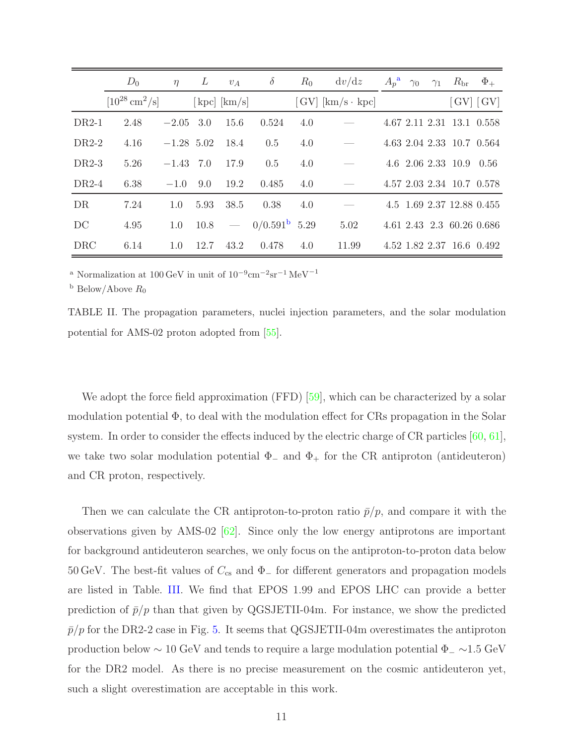| | $D_0$ | $\eta$ | $L$ | $v_A$ | $\delta$ | $R_0$ | $\mathrm{d}v/\mathrm{d}z$ | $A_p$[a] | $\gamma_0$ | $\gamma_1$ | $R_{\rm br}$ | $\Phi_+$ |
|---|---|---|---|---|---|---|---|---|---|---|---|---|
| | $[10^{28}\,\mathrm{cm}^2/\mathrm{s}]$ | | [kpc] | [km/s] | | [GV] | [km/s · kpc] | | | | [GV] | [GV] |
| DR2-1 | 2.48 | −2.05 | 3.0 | 15.6 | 0.524 | 4.0 | — | 4.67 | 2.11 | 2.31 | 13.1 | 0.558 |
| DR2-2 | 4.16 | −1.28 | 5.02 | 18.4 | 0.5 | 4.0 | — | 4.63 | 2.04 | 2.33 | 10.7 | 0.564 |
| DR2-3 | 5.26 | −1.43 | 7.0 | 17.9 | 0.5 | 4.0 | — | 4.6 | 2.06 | 2.33 | 10.9 | 0.56 |
| DR2-4 | 6.38 | −1.0 | 9.0 | 19.2 | 0.485 | 4.0 | — | 4.57 | 2.03 | 2.34 | 10.7 | 0.578 |
| DR | 7.24 | 1.0 | 5.93 | 38.5 | 0.38 | 4.0 | — | 4.5 | 1.69 | 2.37 | 12.88 | 0.455 |
| DC | 4.95 | 1.0 | 10.8 | — | 0/0.591[b] | 5.29 | 5.02 | 4.61 | 2.43 | 2.3 | 60.26 | 0.686 |
| DRC | 6.14 | 1.0 | 12.7 | 43.2 | 0.478 | 4.0 | 11.99 | 4.52 | 1.82 | 2.37 | 16.6 | 0.492 |

[a] Normalization at 100 GeV in unit of $10^{-9}\mathrm{cm}^{-2}\mathrm{sr}^{-1}\,\mathrm{MeV}^{-1}$

[b] Below/Above $R_0$

TABLE II. The propagation parameters, nuclei injection parameters, and the solar modulation potential for AMS-02 proton adopted from [55].

We adopt the force field approximation (FFD) [59], which can be characterized by a solar modulation potential $\Phi$, to deal with the modulation effect for CRs propagation in the Solar system. In order to consider the effects induced by the electric charge of CR particles [60, 61], we take two solar modulation potential $\Phi_-$ and $\Phi_+$ for the CR antiproton (antideuteron) and CR proton, respectively.

Then we can calculate the CR antiproton-to-proton ratio $\bar{p}/p$, and compare it with the observations given by AMS-02 [62]. Since only the low energy antiprotons are important for background antideuteron searches, we only focus on the antiproton-to-proton data below 50 GeV. The best-fit values of $C_{\rm cs}$ and $\Phi_-$ for different generators and propagation models are listed in Table. III. We find that EPOS 1.99 and EPOS LHC can provide a better prediction of $\bar{p}/p$ than that given by QGSJETII-04m. For instance, we show the predicted $\bar{p}/p$ for the DR2-2 case in Fig. 5. It seems that QGSJETII-04m overestimates the antiproton production below $\sim$ 10 GeV and tends to require a large modulation potential $\Phi_-$ $\sim$1.5 GeV for the DR2 model. As there is no precise measurement on the cosmic antideuteron yet, such a slight overestimation are acceptable in this work.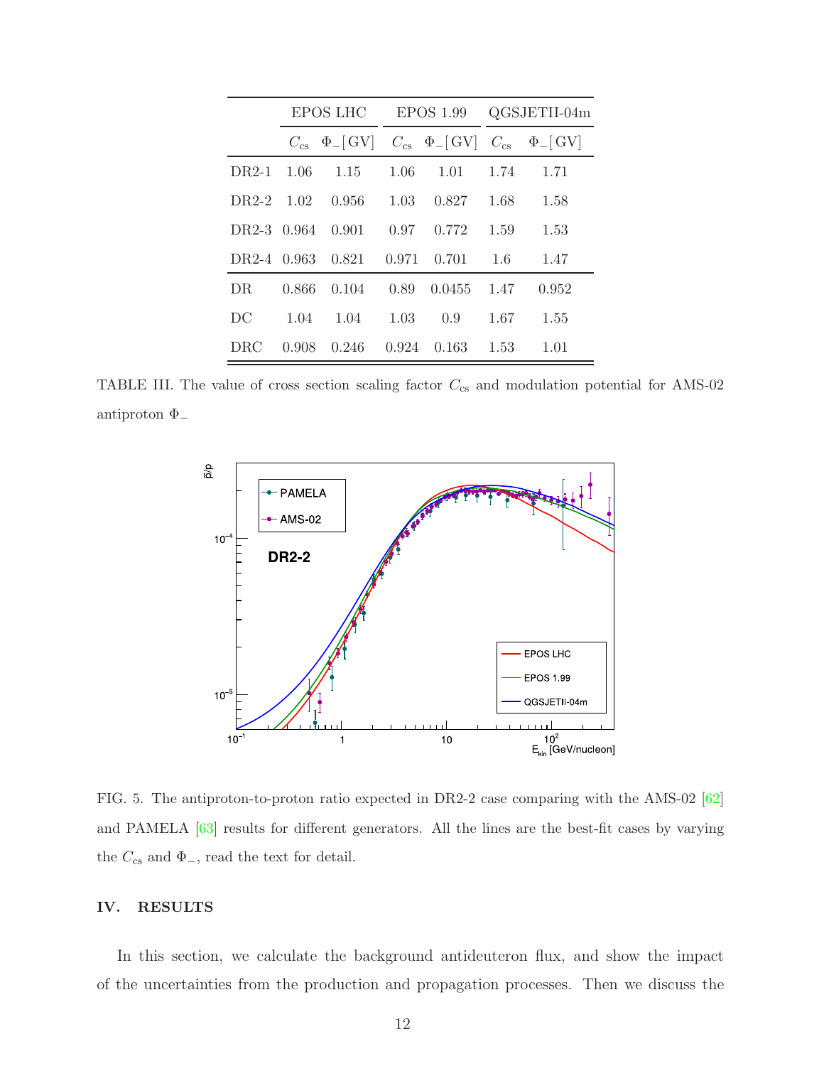|  | EPOS LHC | | EPOS 1.99 | | QGSJETII-04m | |
|---|---|---|---|---|---|---|
|  | $C_{\rm cs}$ | $\Phi_{-}$[GV] | $C_{\rm cs}$ | $\Phi_{-}$[GV] | $C_{\rm cs}$ | $\Phi_{-}$[GV] |
| DR2-1 | 1.06 | 1.15 | 1.06 | 1.01 | 1.74 | 1.71 |
| DR2-2 | 1.02 | 0.956 | 1.03 | 0.827 | 1.68 | 1.58 |
| DR2-3 | 0.964 | 0.901 | 0.97 | 0.772 | 1.59 | 1.53 |
| DR2-4 | 0.963 | 0.821 | 0.971 | 0.701 | 1.6 | 1.47 |
| DR | 0.866 | 0.104 | 0.89 | 0.0455 | 1.47 | 0.952 |
| DC | 1.04 | 1.04 | 1.03 | 0.9 | 1.67 | 1.55 |
| DRC | 0.908 | 0.246 | 0.924 | 0.163 | 1.53 | 1.01 |

TABLE III. The value of cross section scaling factor $C_{\rm cs}$ and modulation potential for AMS-02 antiproton $\Phi_{-}$

FIG. 5. The antiproton-to-proton ratio expected in DR2-2 case comparing with the AMS-02 [62] and PAMELA [63] results for different generators. All the lines are the best-fit cases by varying the $C_{\rm cs}$ and $\Phi_{-}$, read the text for detail.

## IV. RESULTS

In this section, we calculate the background antideuteron flux, and show the impact of the uncertainties from the production and propagation processes. Then we discuss the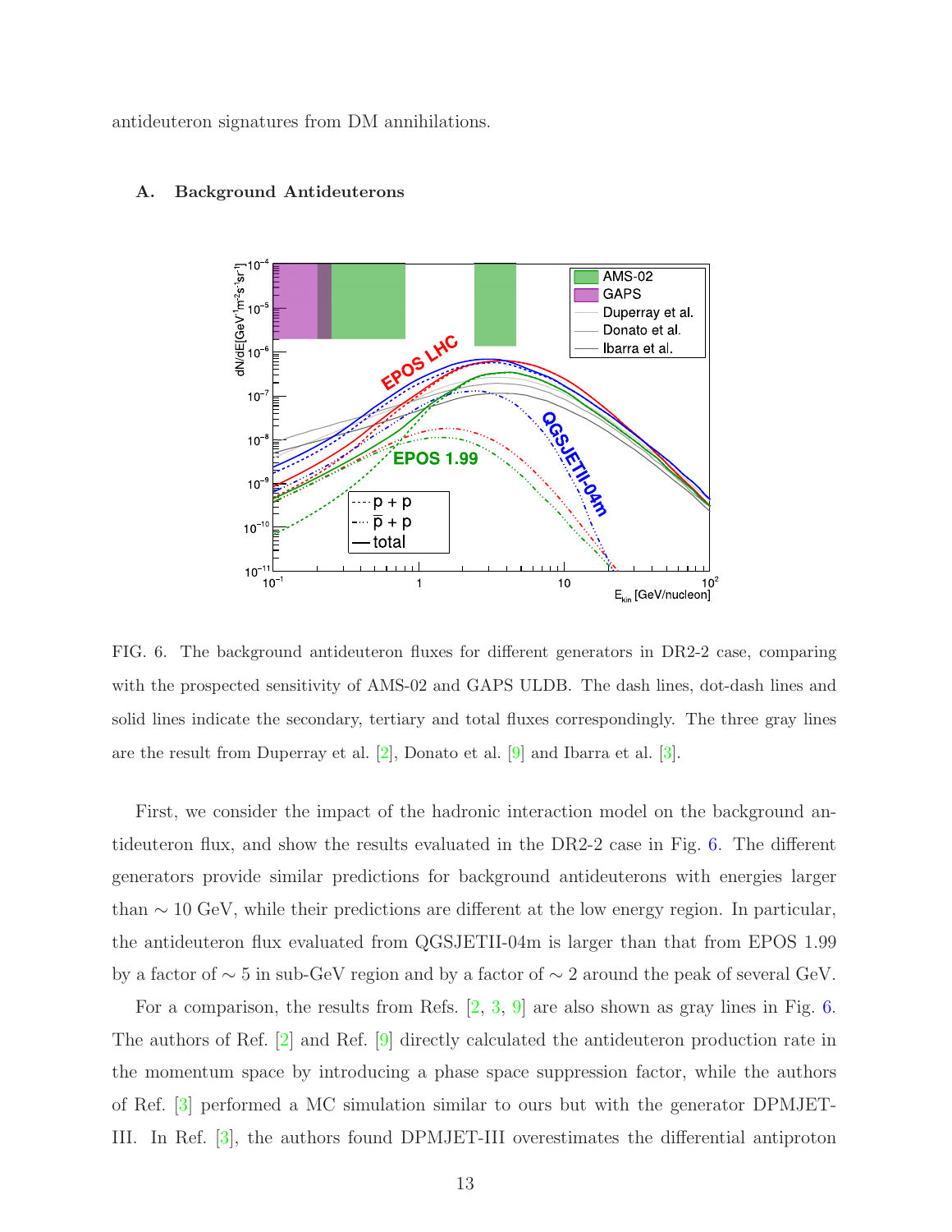antideuteron signatures from DM annihilations.

### A. Background Antideuterons

FIG. 6. The background antideuteron fluxes for different generators in DR2-2 case, comparing with the prospected sensitivity of AMS-02 and GAPS ULDB. The dash lines, dot-dash lines and solid lines indicate the secondary, tertiary and total fluxes correspondingly. The three gray lines are the result from Duperray et al. [2], Donato et al. [9] and Ibarra et al. [3].

First, we consider the impact of the hadronic interaction model on the background antideuteron flux, and show the results evaluated in the DR2-2 case in Fig. 6. The different generators provide similar predictions for background antideuterons with energies larger than $\sim 10$ GeV, while their predictions are different at the low energy region. In particular, the antideuteron flux evaluated from QGSJETII-04m is larger than that from EPOS 1.99 by a factor of $\sim 5$ in sub-GeV region and by a factor of $\sim 2$ around the peak of several GeV.

For a comparison, the results from Refs. [2, 3, 9] are also shown as gray lines in Fig. 6. The authors of Ref. [2] and Ref. [9] directly calculated the antideuteron production rate in the momentum space by introducing a phase space suppression factor, while the authors of Ref. [3] performed a MC simulation similar to ours but with the generator DPMJET-III. In Ref. [3], the authors found DPMJET-III overestimates the differential antiproton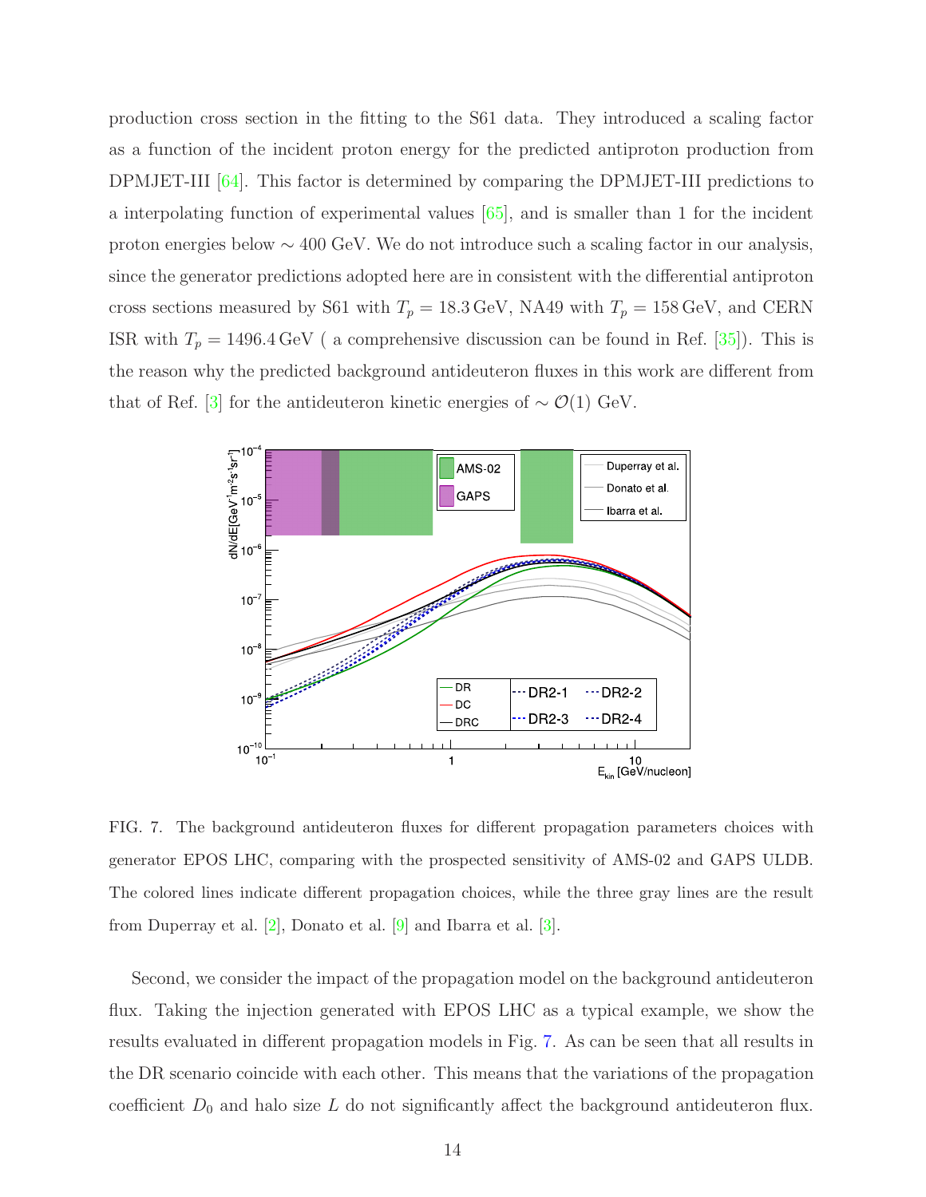production cross section in the fitting to the S61 data. They introduced a scaling factor as a function of the incident proton energy for the predicted antiproton production from DPMJET-III [64]. This factor is determined by comparing the DPMJET-III predictions to a interpolating function of experimental values [65], and is smaller than 1 for the incident proton energies below $\sim 400$ GeV. We do not introduce such a scaling factor in our analysis, since the generator predictions adopted here are in consistent with the differential antiproton cross sections measured by S61 with $T_p = 18.3\,\text{GeV}$, NA49 with $T_p = 158\,\text{GeV}$, and CERN ISR with $T_p = 1496.4\,\text{GeV}$ ( a comprehensive discussion can be found in Ref. [35]). This is the reason why the predicted background antideuteron fluxes in this work are different from that of Ref. [3] for the antideuteron kinetic energies of $\sim \mathcal{O}(1)$ GeV.

FIG. 7. The background antideuteron fluxes for different propagation parameters choices with generator EPOS LHC, comparing with the prospected sensitivity of AMS-02 and GAPS ULDB. The colored lines indicate different propagation choices, while the three gray lines are the result from Duperray et al. [2], Donato et al. [9] and Ibarra et al. [3].

Second, we consider the impact of the propagation model on the background antideuteron flux. Taking the injection generated with EPOS LHC as a typical example, we show the results evaluated in different propagation models in Fig. 7. As can be seen that all results in the DR scenario coincide with each other. This means that the variations of the propagation coefficient $D_0$ and halo size $L$ do not significantly affect the background antideuteron flux.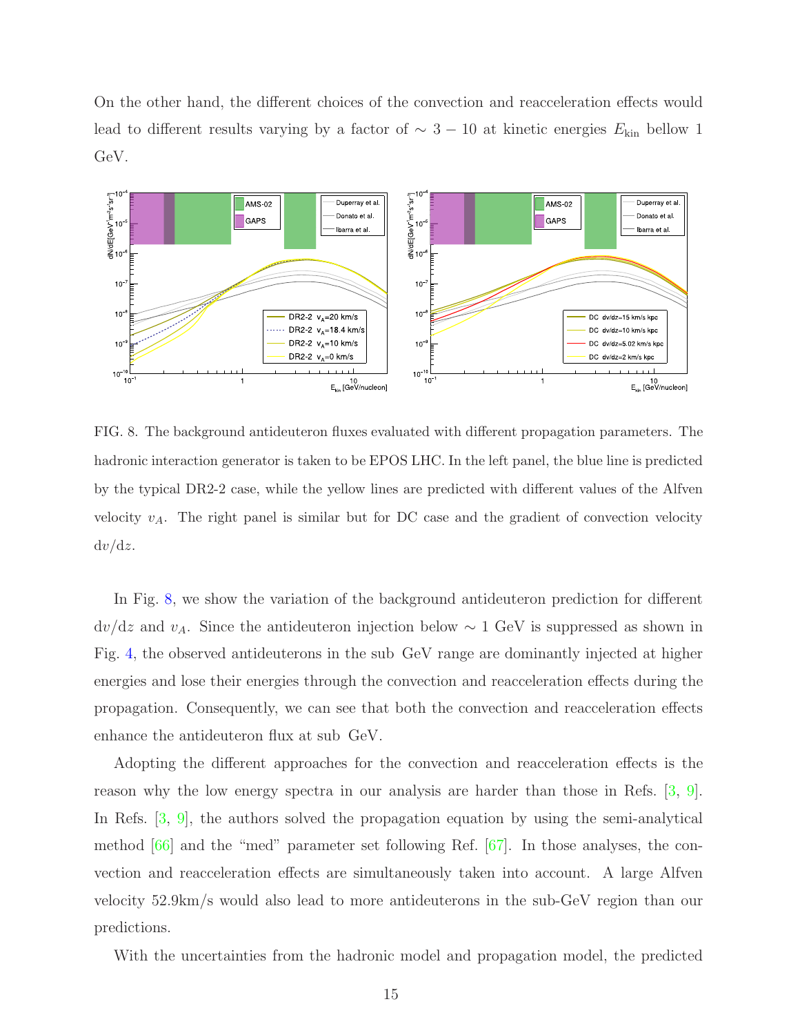On the other hand, the different choices of the convection and reacceleration effects would lead to different results varying by a factor of $\sim 3-10$ at kinetic energies $E_{\rm kin}$ bellow 1 GeV.

FIG. 8. The background antideuteron fluxes evaluated with different propagation parameters. The hadronic interaction generator is taken to be EPOS LHC. In the left panel, the blue line is predicted by the typical DR2-2 case, while the yellow lines are predicted with different values of the Alfven velocity $v_A$. The right panel is similar but for DC case and the gradient of convection velocity $\mathrm{d}v/\mathrm{d}z$.

In Fig. 8, we show the variation of the background antideuteron prediction for different $\mathrm{d}v/\mathrm{d}z$ and $v_A$. Since the antideuteron injection below $\sim 1$ GeV is suppressed as shown in Fig. 4, the observed antideuterons in the sub GeV range are dominantly injected at higher energies and lose their energies through the convection and reacceleration effects during the propagation. Consequently, we can see that both the convection and reacceleration effects enhance the antideuteron flux at sub GeV.

Adopting the different approaches for the convection and reacceleration effects is the reason why the low energy spectra in our analysis are harder than those in Refs. [3, 9]. In Refs. [3, 9], the authors solved the propagation equation by using the semi-analytical method [66] and the "med" parameter set following Ref. [67]. In those analyses, the convection and reacceleration effects are simultaneously taken into account. A large Alfven velocity 52.9km/s would also lead to more antideuterons in the sub-GeV region than our predictions.

With the uncertainties from the hadronic model and propagation model, the predicted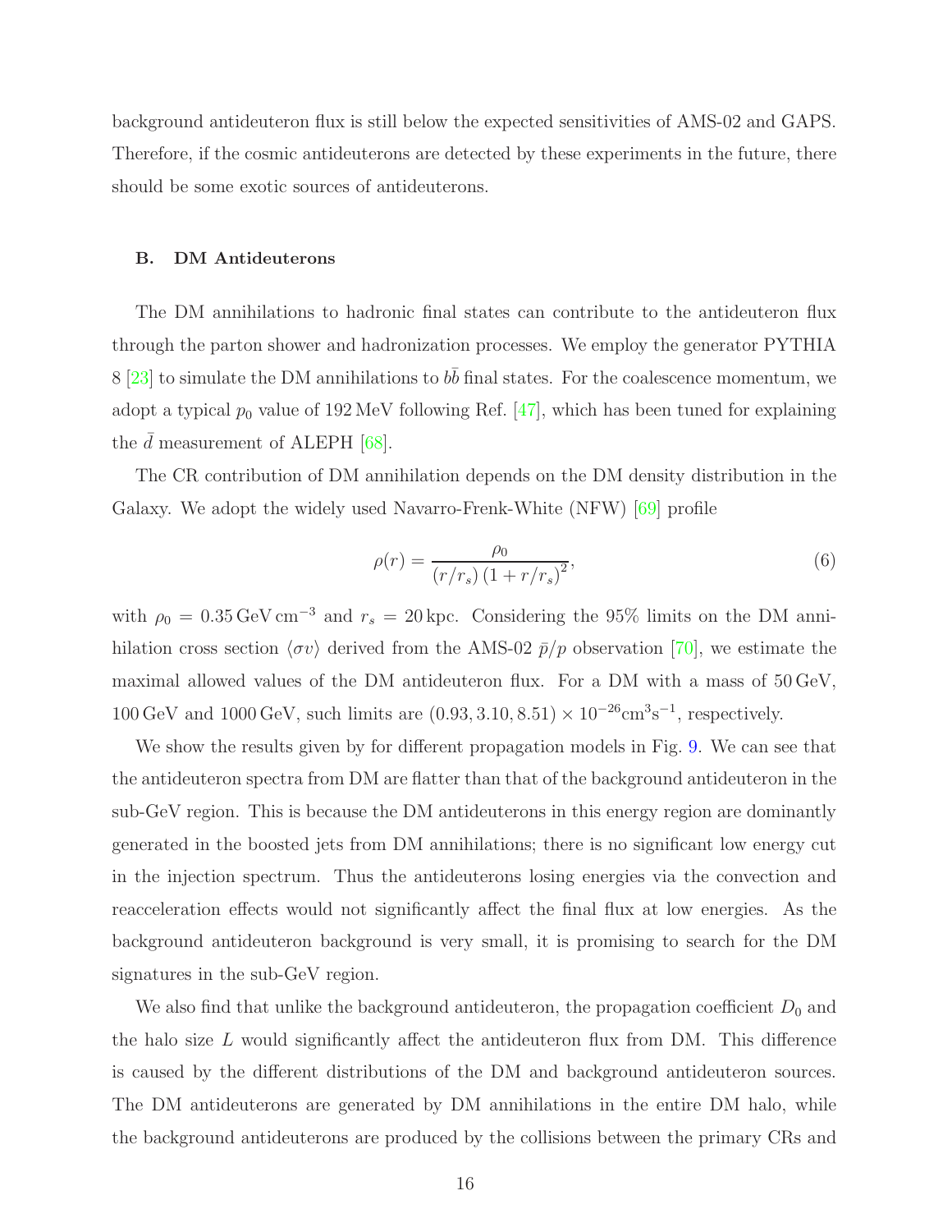background antideuteron flux is still below the expected sensitivities of AMS-02 and GAPS. Therefore, if the cosmic antideuterons are detected by these experiments in the future, there should be some exotic sources of antideuterons.

### B. DM Antideuterons

The DM annihilations to hadronic final states can contribute to the antideuteron flux through the parton shower and hadronization processes. We employ the generator PYTHIA 8 [23] to simulate the DM annihilations to $b\bar{b}$ final states. For the coalescence momentum, we adopt a typical $p_0$ value of 192 MeV following Ref. [47], which has been tuned for explaining the $\bar{d}$ measurement of ALEPH [68].

The CR contribution of DM annihilation depends on the DM density distribution in the Galaxy. We adopt the widely used Navarro-Frenk-White (NFW) [69] profile

$$\rho(r) = \frac{\rho_0}{(r/r_s)\,(1 + r/r_s)^2}, \tag{6}$$

with $\rho_0 = 0.35\,\mathrm{GeV\,cm^{-3}}$ and $r_s = 20\,\mathrm{kpc}$. Considering the 95% limits on the DM annihilation cross section $\langle\sigma v\rangle$ derived from the AMS-02 $\bar{p}/p$ observation [70], we estimate the maximal allowed values of the DM antideuteron flux. For a DM with a mass of 50 GeV, 100 GeV and 1000 GeV, such limits are $(0.93, 3.10, 8.51) \times 10^{-26}\mathrm{cm^3 s^{-1}}$, respectively.

We show the results given by for different propagation models in Fig. 9. We can see that the antideuteron spectra from DM are flatter than that of the background antideuteron in the sub-GeV region. This is because the DM antideuterons in this energy region are dominantly generated in the boosted jets from DM annihilations; there is no significant low energy cut in the injection spectrum. Thus the antideuterons losing energies via the convection and reacceleration effects would not significantly affect the final flux at low energies. As the background antideuteron background is very small, it is promising to search for the DM signatures in the sub-GeV region.

We also find that unlike the background antideuteron, the propagation coefficient $D_0$ and the halo size $L$ would significantly affect the antideuteron flux from DM. This difference is caused by the different distributions of the DM and background antideuteron sources. The DM antideuterons are generated by DM annihilations in the entire DM halo, while the background antideuterons are produced by the collisions between the primary CRs and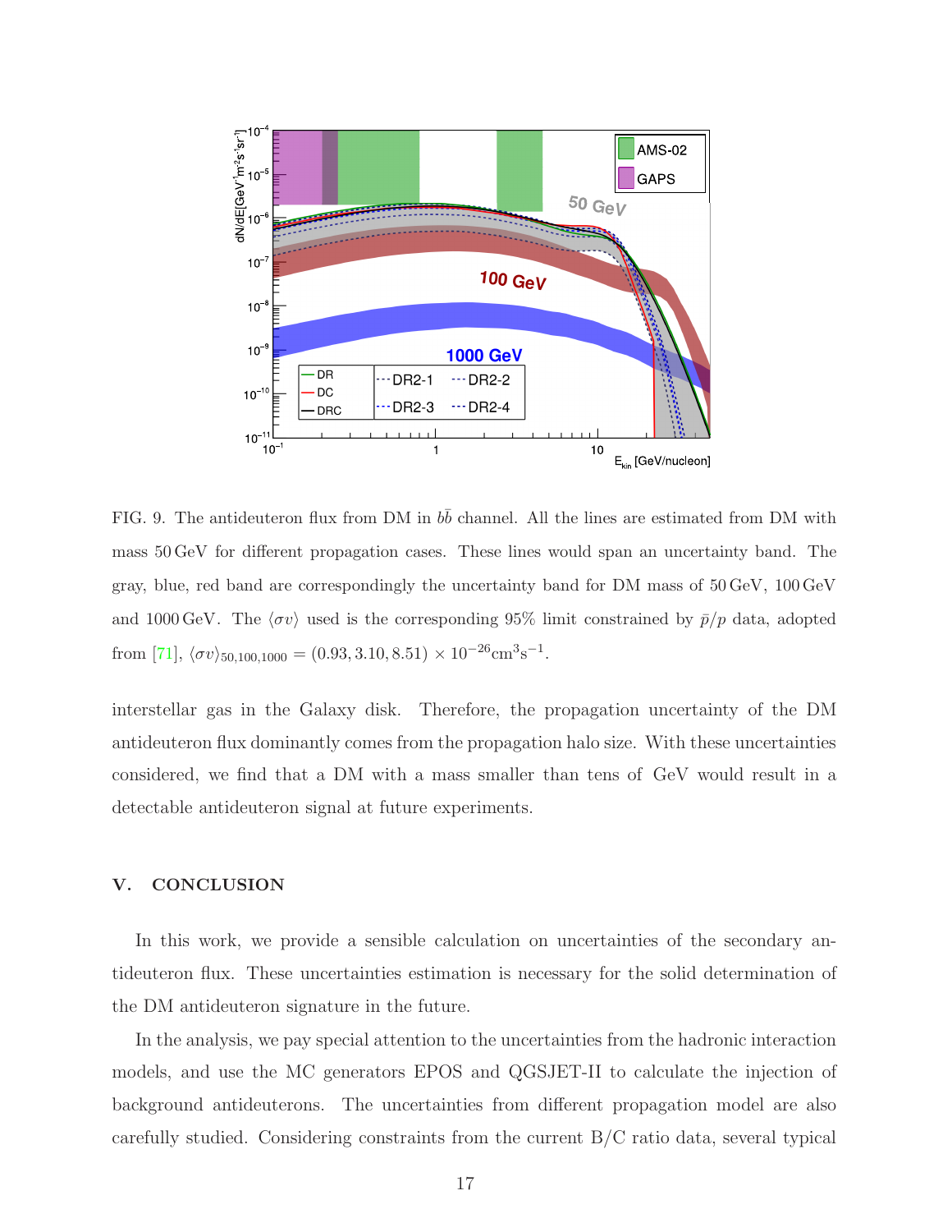FIG. 9. The antideuteron flux from DM in $b\bar{b}$ channel. All the lines are estimated from DM with mass 50 GeV for different propagation cases. These lines would span an uncertainty band. The gray, blue, red band are correspondingly the uncertainty band for DM mass of 50 GeV, 100 GeV and 1000 GeV. The $\langle\sigma v\rangle$ used is the corresponding 95% limit constrained by $\bar{p}/p$ data, adopted from [71], $\langle\sigma v\rangle_{50,100,1000} = (0.93, 3.10, 8.51) \times 10^{-26}\mathrm{cm}^3\mathrm{s}^{-1}$.

interstellar gas in the Galaxy disk. Therefore, the propagation uncertainty of the DM antideuteron flux dominantly comes from the propagation halo size. With these uncertainties considered, we find that a DM with a mass smaller than tens of GeV would result in a detectable antideuteron signal at future experiments.

## V. CONCLUSION

In this work, we provide a sensible calculation on uncertainties of the secondary antideuteron flux. These uncertainties estimation is necessary for the solid determination of the DM antideuteron signature in the future.

In the analysis, we pay special attention to the uncertainties from the hadronic interaction models, and use the MC generators EPOS and QGSJET-II to calculate the injection of background antideuterons. The uncertainties from different propagation model are also carefully studied. Considering constraints from the current B/C ratio data, several typical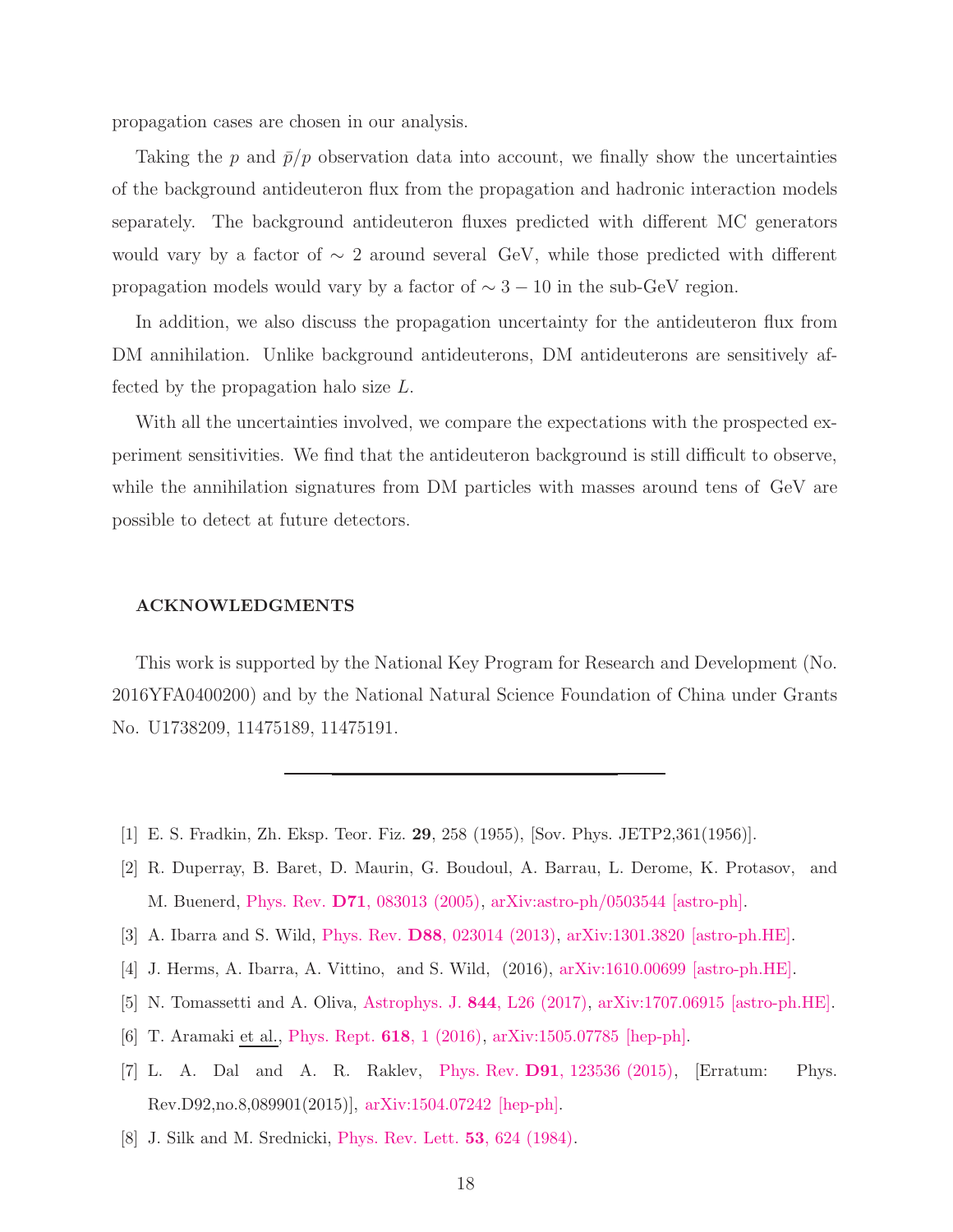propagation cases are chosen in our analysis.

Taking the $p$ and $\bar{p}/p$ observation data into account, we finally show the uncertainties of the background antideuteron flux from the propagation and hadronic interaction models separately. The background antideuteron fluxes predicted with different MC generators would vary by a factor of $\sim 2$ around several GeV, while those predicted with different propagation models would vary by a factor of $\sim 3-10$ in the sub-GeV region.

In addition, we also discuss the propagation uncertainty for the antideuteron flux from DM annihilation. Unlike background antideuterons, DM antideuterons are sensitively affected by the propagation halo size $L$.

With all the uncertainties involved, we compare the expectations with the prospected experiment sensitivities. We find that the antideuteron background is still difficult to observe, while the annihilation signatures from DM particles with masses around tens of GeV are possible to detect at future detectors.

## ACKNOWLEDGMENTS

This work is supported by the National Key Program for Research and Development (No. 2016YFA0400200) and by the National Natural Science Foundation of China under Grants No. U1738209, 11475189, 11475191.

---

[1] E. S. Fradkin, Zh. Eksp. Teor. Fiz. **29**, 258 (1955), [Sov. Phys. JETP2,361(1956)].

[2] R. Duperray, B. Baret, D. Maurin, G. Boudoul, A. Barrau, L. Derome, K. Protasov, and M. Buenerd, Phys. Rev. **D71**, 083013 (2005), arXiv:astro-ph/0503544 [astro-ph].

[3] A. Ibarra and S. Wild, Phys. Rev. **D88**, 023014 (2013), arXiv:1301.3820 [astro-ph.HE].

[4] J. Herms, A. Ibarra, A. Vittino, and S. Wild, (2016), arXiv:1610.00699 [astro-ph.HE].

[5] N. Tomassetti and A. Oliva, Astrophys. J. **844**, L26 (2017), arXiv:1707.06915 [astro-ph.HE].

[6] T. Aramaki et al., Phys. Rept. **618**, 1 (2016), arXiv:1505.07785 [hep-ph].

[7] L. A. Dal and A. R. Raklev, Phys. Rev. **D91**, 123536 (2015), [Erratum: Phys. Rev.D92,no.8,089901(2015)], arXiv:1504.07242 [hep-ph].

[8] J. Silk and M. Srednicki, Phys. Rev. Lett. **53**, 624 (1984).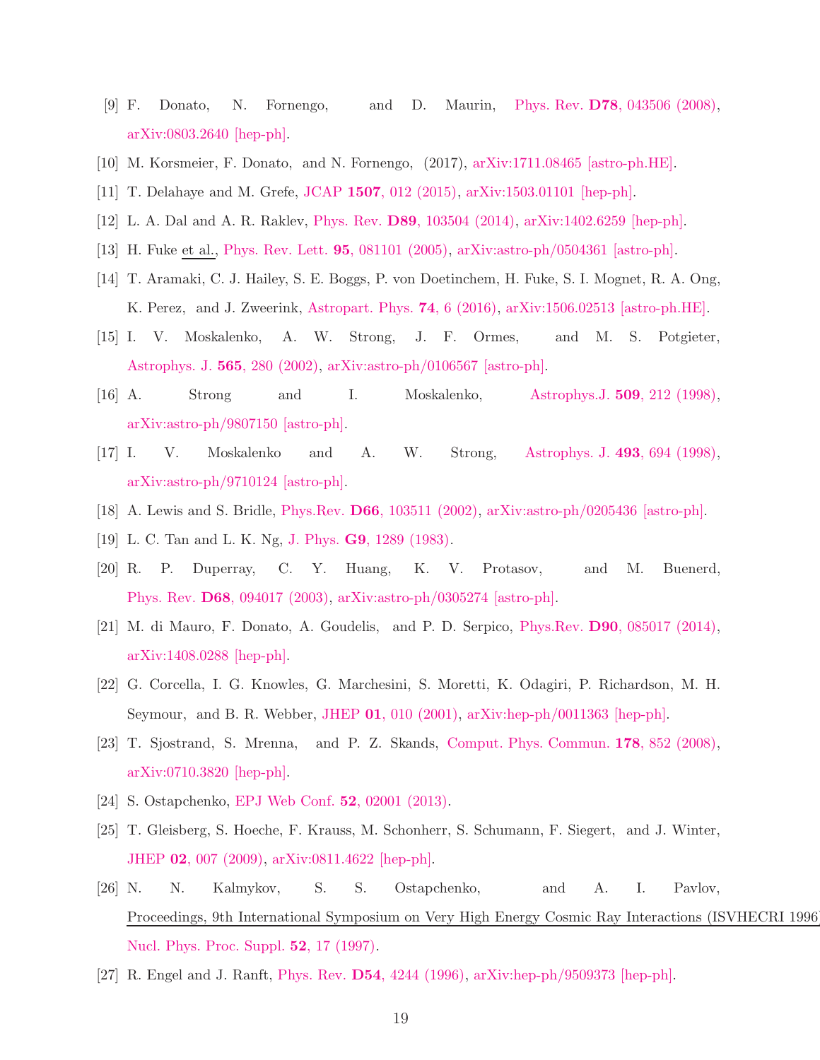[9] F. Donato, N. Fornengo, and D. Maurin, Phys. Rev. **D78**, 043506 (2008), arXiv:0803.2640 [hep-ph].

[10] M. Korsmeier, F. Donato, and N. Fornengo, (2017), arXiv:1711.08465 [astro-ph.HE].

[11] T. Delahaye and M. Grefe, JCAP **1507**, 012 (2015), arXiv:1503.01101 [hep-ph].

[12] L. A. Dal and A. R. Raklev, Phys. Rev. **D89**, 103504 (2014), arXiv:1402.6259 [hep-ph].

[13] H. Fuke et al., Phys. Rev. Lett. **95**, 081101 (2005), arXiv:astro-ph/0504361 [astro-ph].

[14] T. Aramaki, C. J. Hailey, S. E. Boggs, P. von Doetinchem, H. Fuke, S. I. Mognet, R. A. Ong, K. Perez, and J. Zweerink, Astropart. Phys. **74**, 6 (2016), arXiv:1506.02513 [astro-ph.HE].

[15] I. V. Moskalenko, A. W. Strong, J. F. Ormes, and M. S. Potgieter, Astrophys. J. **565**, 280 (2002), arXiv:astro-ph/0106567 [astro-ph].

[16] A. Strong and I. Moskalenko, Astrophys.J. **509**, 212 (1998), arXiv:astro-ph/9807150 [astro-ph].

[17] I. V. Moskalenko and A. W. Strong, Astrophys. J. **493**, 694 (1998), arXiv:astro-ph/9710124 [astro-ph].

[18] A. Lewis and S. Bridle, Phys.Rev. **D66**, 103511 (2002), arXiv:astro-ph/0205436 [astro-ph].

[19] L. C. Tan and L. K. Ng, J. Phys. **G9**, 1289 (1983).

[20] R. P. Duperray, C. Y. Huang, K. V. Protasov, and M. Buenerd, Phys. Rev. **D68**, 094017 (2003), arXiv:astro-ph/0305274 [astro-ph].

[21] M. di Mauro, F. Donato, A. Goudelis, and P. D. Serpico, Phys.Rev. **D90**, 085017 (2014), arXiv:1408.0288 [hep-ph].

[22] G. Corcella, I. G. Knowles, G. Marchesini, S. Moretti, K. Odagiri, P. Richardson, M. H. Seymour, and B. R. Webber, JHEP **01**, 010 (2001), arXiv:hep-ph/0011363 [hep-ph].

[23] T. Sjostrand, S. Mrenna, and P. Z. Skands, Comput. Phys. Commun. **178**, 852 (2008), arXiv:0710.3820 [hep-ph].

[24] S. Ostapchenko, EPJ Web Conf. **52**, 02001 (2013).

[25] T. Gleisberg, S. Hoeche, F. Krauss, M. Schonherr, S. Schumann, F. Siegert, and J. Winter, JHEP **02**, 007 (2009), arXiv:0811.4622 [hep-ph].

[26] N. N. Kalmykov, S. S. Ostapchenko, and A. I. Pavlov, Proceedings, 9th International Symposium on Very High Energy Cosmic Ray Interactions (ISVHECRI 1996), Nucl. Phys. Proc. Suppl. **52**, 17 (1997).

[27] R. Engel and J. Ranft, Phys. Rev. **D54**, 4244 (1996), arXiv:hep-ph/9509373 [hep-ph].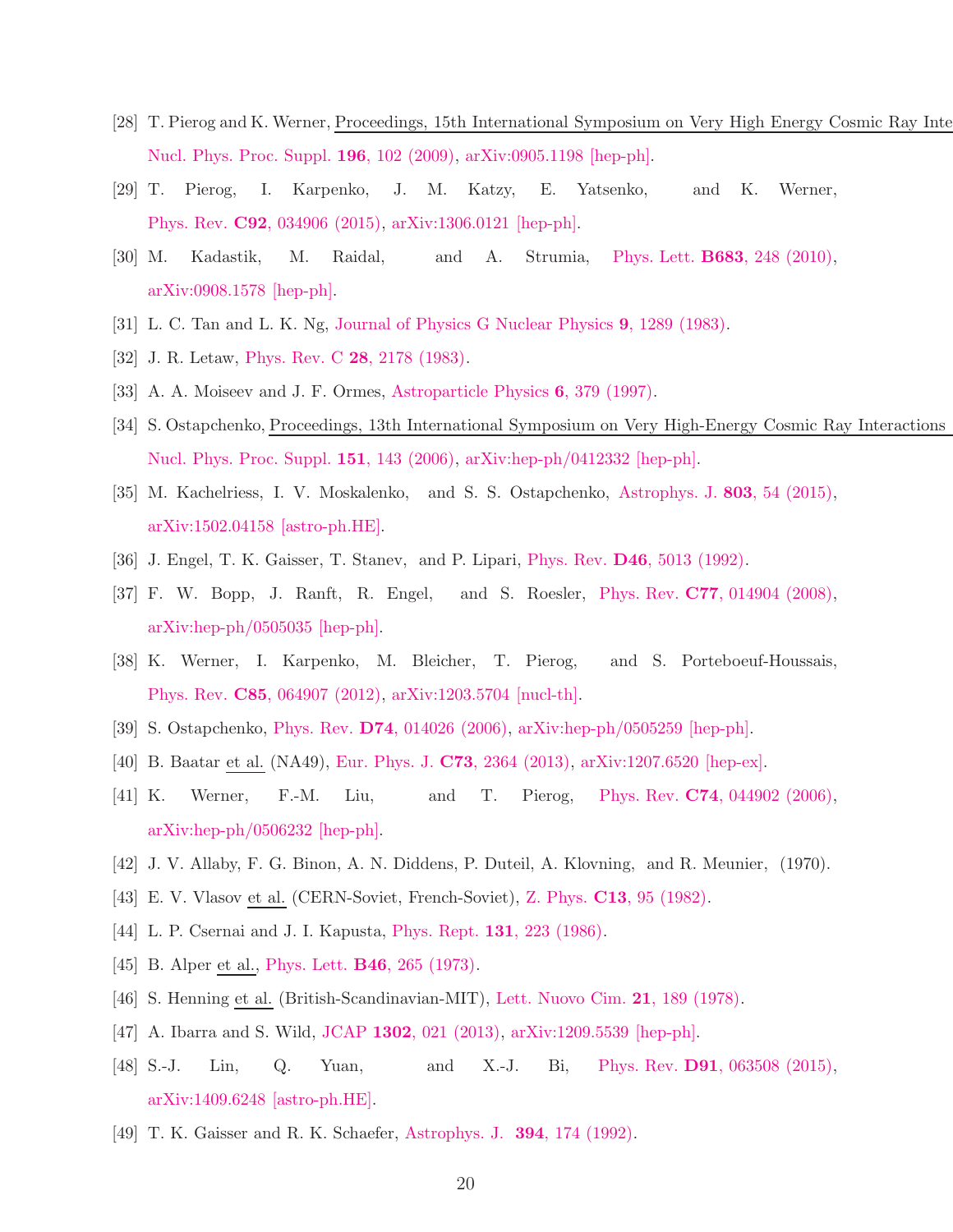[28] T. Pierog and K. Werner, Proceedings, 15th International Symposium on Very High Energy Cosmic Ray Inte Nucl. Phys. Proc. Suppl. **196**, 102 (2009), arXiv:0905.1198 [hep-ph].

[29] T. Pierog, I. Karpenko, J. M. Katzy, E. Yatsenko, and K. Werner, Phys. Rev. **C92**, 034906 (2015), arXiv:1306.0121 [hep-ph].

[30] M. Kadastik, M. Raidal, and A. Strumia, Phys. Lett. **B683**, 248 (2010), arXiv:0908.1578 [hep-ph].

[31] L. C. Tan and L. K. Ng, Journal of Physics G Nuclear Physics **9**, 1289 (1983).

[32] J. R. Letaw, Phys. Rev. C **28**, 2178 (1983).

[33] A. A. Moiseev and J. F. Ormes, Astroparticle Physics **6**, 379 (1997).

[34] S. Ostapchenko, Proceedings, 13th International Symposium on Very High-Energy Cosmic Ray Interactions Nucl. Phys. Proc. Suppl. **151**, 143 (2006), arXiv:hep-ph/0412332 [hep-ph].

[35] M. Kachelriess, I. V. Moskalenko, and S. S. Ostapchenko, Astrophys. J. **803**, 54 (2015), arXiv:1502.04158 [astro-ph.HE].

[36] J. Engel, T. K. Gaisser, T. Stanev, and P. Lipari, Phys. Rev. **D46**, 5013 (1992).

[37] F. W. Bopp, J. Ranft, R. Engel, and S. Roesler, Phys. Rev. **C77**, 014904 (2008), arXiv:hep-ph/0505035 [hep-ph].

[38] K. Werner, I. Karpenko, M. Bleicher, T. Pierog, and S. Porteboeuf-Houssais, Phys. Rev. **C85**, 064907 (2012), arXiv:1203.5704 [nucl-th].

[39] S. Ostapchenko, Phys. Rev. **D74**, 014026 (2006), arXiv:hep-ph/0505259 [hep-ph].

[40] B. Baatar et al. (NA49), Eur. Phys. J. **C73**, 2364 (2013), arXiv:1207.6520 [hep-ex].

[41] K. Werner, F.-M. Liu, and T. Pierog, Phys. Rev. **C74**, 044902 (2006), arXiv:hep-ph/0506232 [hep-ph].

[42] J. V. Allaby, F. G. Binon, A. N. Diddens, P. Duteil, A. Klovning, and R. Meunier, (1970).

[43] E. V. Vlasov et al. (CERN-Soviet, French-Soviet), Z. Phys. **C13**, 95 (1982).

[44] L. P. Csernai and J. I. Kapusta, Phys. Rept. **131**, 223 (1986).

[45] B. Alper et al., Phys. Lett. **B46**, 265 (1973).

[46] S. Henning et al. (British-Scandinavian-MIT), Lett. Nuovo Cim. **21**, 189 (1978).

[47] A. Ibarra and S. Wild, JCAP **1302**, 021 (2013), arXiv:1209.5539 [hep-ph].

[48] S.-J. Lin, Q. Yuan, and X.-J. Bi, Phys. Rev. **D91**, 063508 (2015), arXiv:1409.6248 [astro-ph.HE].

[49] T. K. Gaisser and R. K. Schaefer, Astrophys. J. **394**, 174 (1992).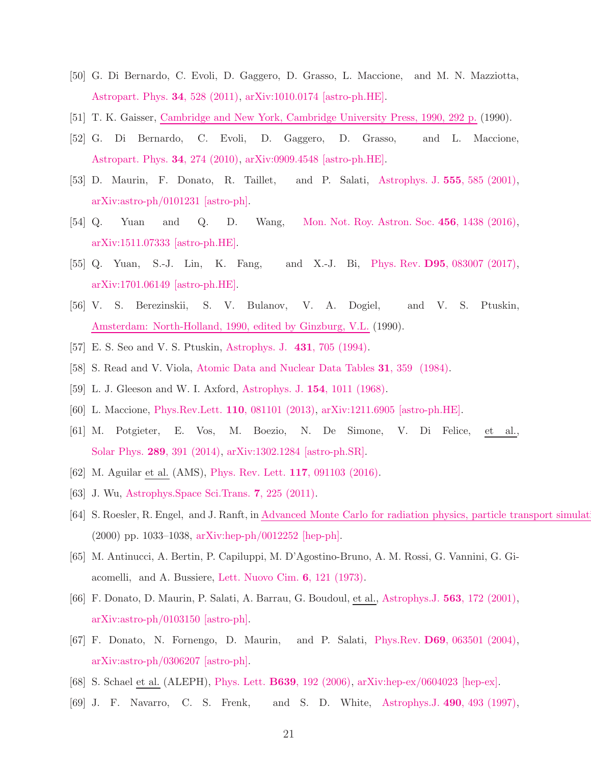[50] G. Di Bernardo, C. Evoli, D. Gaggero, D. Grasso, L. Maccione, and M. N. Mazziotta, Astropart. Phys. **34**, 528 (2011), arXiv:1010.0174 [astro-ph.HE].

[51] T. K. Gaisser, Cambridge and New York, Cambridge University Press, 1990, 292 p. (1990).

[52] G. Di Bernardo, C. Evoli, D. Gaggero, D. Grasso, and L. Maccione, Astropart. Phys. **34**, 274 (2010), arXiv:0909.4548 [astro-ph.HE].

[53] D. Maurin, F. Donato, R. Taillet, and P. Salati, Astrophys. J. **555**, 585 (2001), arXiv:astro-ph/0101231 [astro-ph].

[54] Q. Yuan and Q. D. Wang, Mon. Not. Roy. Astron. Soc. **456**, 1438 (2016), arXiv:1511.07333 [astro-ph.HE].

[55] Q. Yuan, S.-J. Lin, K. Fang, and X.-J. Bi, Phys. Rev. **D95**, 083007 (2017), arXiv:1701.06149 [astro-ph.HE].

[56] V. S. Berezinskii, S. V. Bulanov, V. A. Dogiel, and V. S. Ptuskin, Amsterdam: North-Holland, 1990, edited by Ginzburg, V.L. (1990).

[57] E. S. Seo and V. S. Ptuskin, Astrophys. J. **431**, 705 (1994).

[58] S. Read and V. Viola, Atomic Data and Nuclear Data Tables **31**, 359 (1984).

[59] L. J. Gleeson and W. I. Axford, Astrophys. J. **154**, 1011 (1968).

[60] L. Maccione, Phys.Rev.Lett. **110**, 081101 (2013), arXiv:1211.6905 [astro-ph.HE].

[61] M. Potgieter, E. Vos, M. Boezio, N. De Simone, V. Di Felice, et al., Solar Phys. **289**, 391 (2014), arXiv:1302.1284 [astro-ph.SR].

[62] M. Aguilar et al. (AMS), Phys. Rev. Lett. **117**, 091103 (2016).

[63] J. Wu, Astrophys.Space Sci.Trans. **7**, 225 (2011).

[64] S. Roesler, R. Engel, and J. Ranft, in Advanced Monte Carlo for radiation physics, particle transport simulati (2000) pp. 1033–1038, arXiv:hep-ph/0012252 [hep-ph].

[65] M. Antinucci, A. Bertin, P. Capiluppi, M. D'Agostino-Bruno, A. M. Rossi, G. Vannini, G. Giacomelli, and A. Bussiere, Lett. Nuovo Cim. **6**, 121 (1973).

[66] F. Donato, D. Maurin, P. Salati, A. Barrau, G. Boudoul, et al., Astrophys.J. **563**, 172 (2001), arXiv:astro-ph/0103150 [astro-ph].

[67] F. Donato, N. Fornengo, D. Maurin, and P. Salati, Phys.Rev. **D69**, 063501 (2004), arXiv:astro-ph/0306207 [astro-ph].

[68] S. Schael et al. (ALEPH), Phys. Lett. **B639**, 192 (2006), arXiv:hep-ex/0604023 [hep-ex].

[69] J. F. Navarro, C. S. Frenk, and S. D. White, Astrophys.J. **490**, 493 (1997),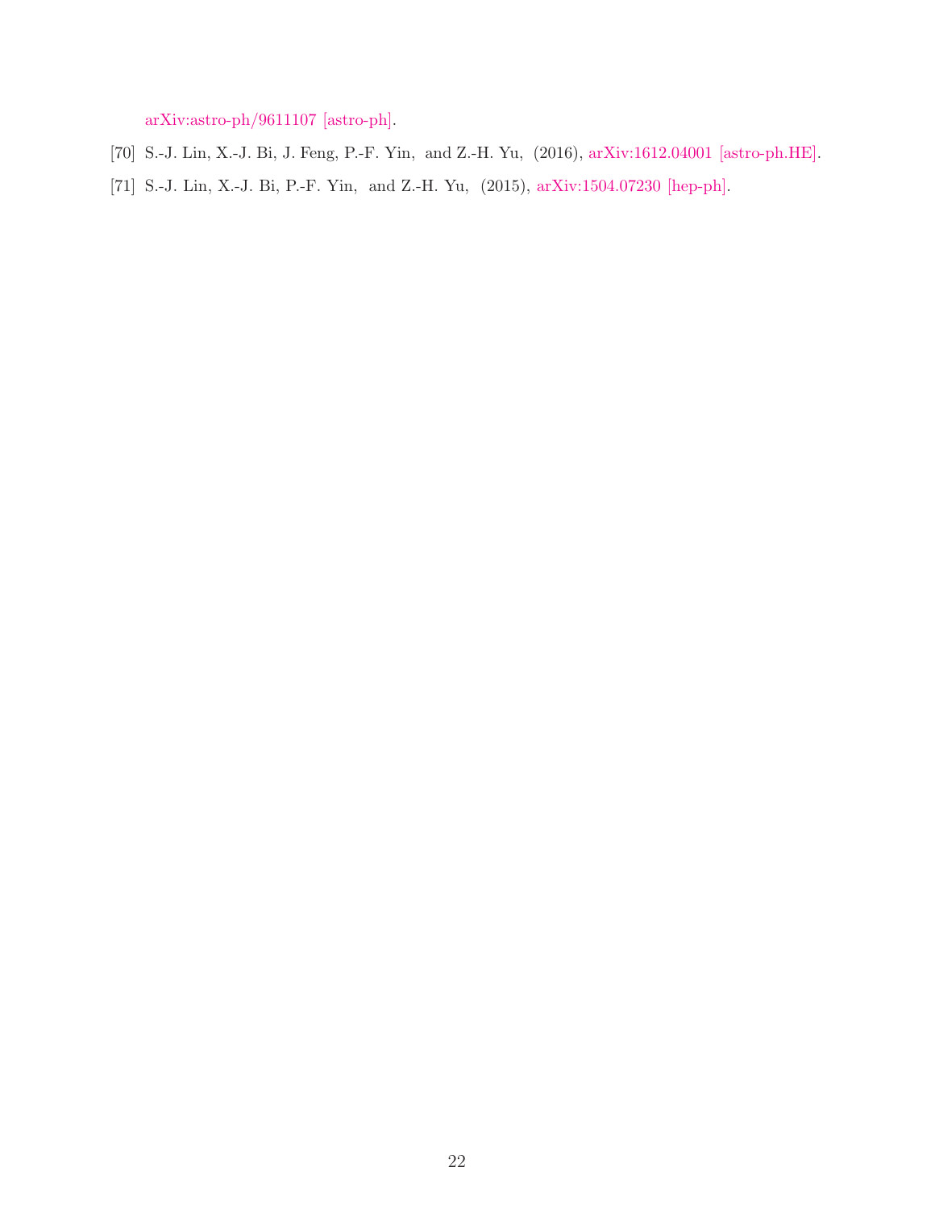arXiv:astro-ph/9611107 [astro-ph].

[70] S.-J. Lin, X.-J. Bi, J. Feng, P.-F. Yin, and Z.-H. Yu, (2016), arXiv:1612.04001 [astro-ph.HE].

[71] S.-J. Lin, X.-J. Bi, P.-F. Yin, and Z.-H. Yu, (2015), arXiv:1504.07230 [hep-ph].